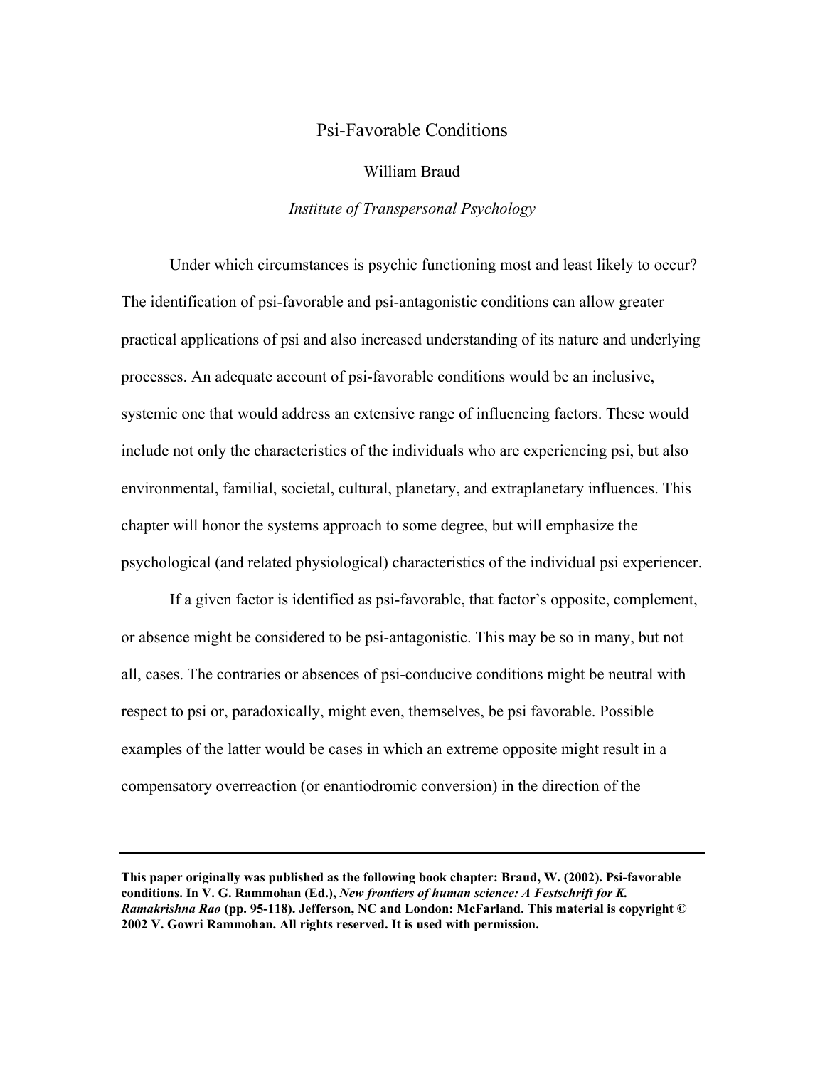# Psi-Favorable Conditions

William Braud

*Institute of Transpersonal Psychology*

Under which circumstances is psychic functioning most and least likely to occur? The identification of psi-favorable and psi-antagonistic conditions can allow greater practical applications of psi and also increased understanding of its nature and underlying processes. An adequate account of psi-favorable conditions would be an inclusive, systemic one that would address an extensive range of influencing factors. These would include not only the characteristics of the individuals who are experiencing psi, but also environmental, familial, societal, cultural, planetary, and extraplanetary influences. This chapter will honor the systems approach to some degree, but will emphasize the psychological (and related physiological) characteristics of the individual psi experiencer.

If a given factor is identified as psi-favorable, that factor's opposite, complement, or absence might be considered to be psi-antagonistic. This may be so in many, but not all, cases. The contraries or absences of psi-conducive conditions might be neutral with respect to psi or, paradoxically, might even, themselves, be psi favorable. Possible examples of the latter would be cases in which an extreme opposite might result in a compensatory overreaction (or enantiodromic conversion) in the direction of the

---

**This paper originally was published as the following book chapter: Braud, W. (2002). Psi-favorable conditions. In V. G. Rammohan (Ed.), *New frontiers of human science: A Festschrift for K. Ramakrishna Rao* (pp. 95-118). Jefferson, NC and London: McFarland. This material is copyright © 2002 V. Gowri Rammohan. All rights reserved. It is used with permission.**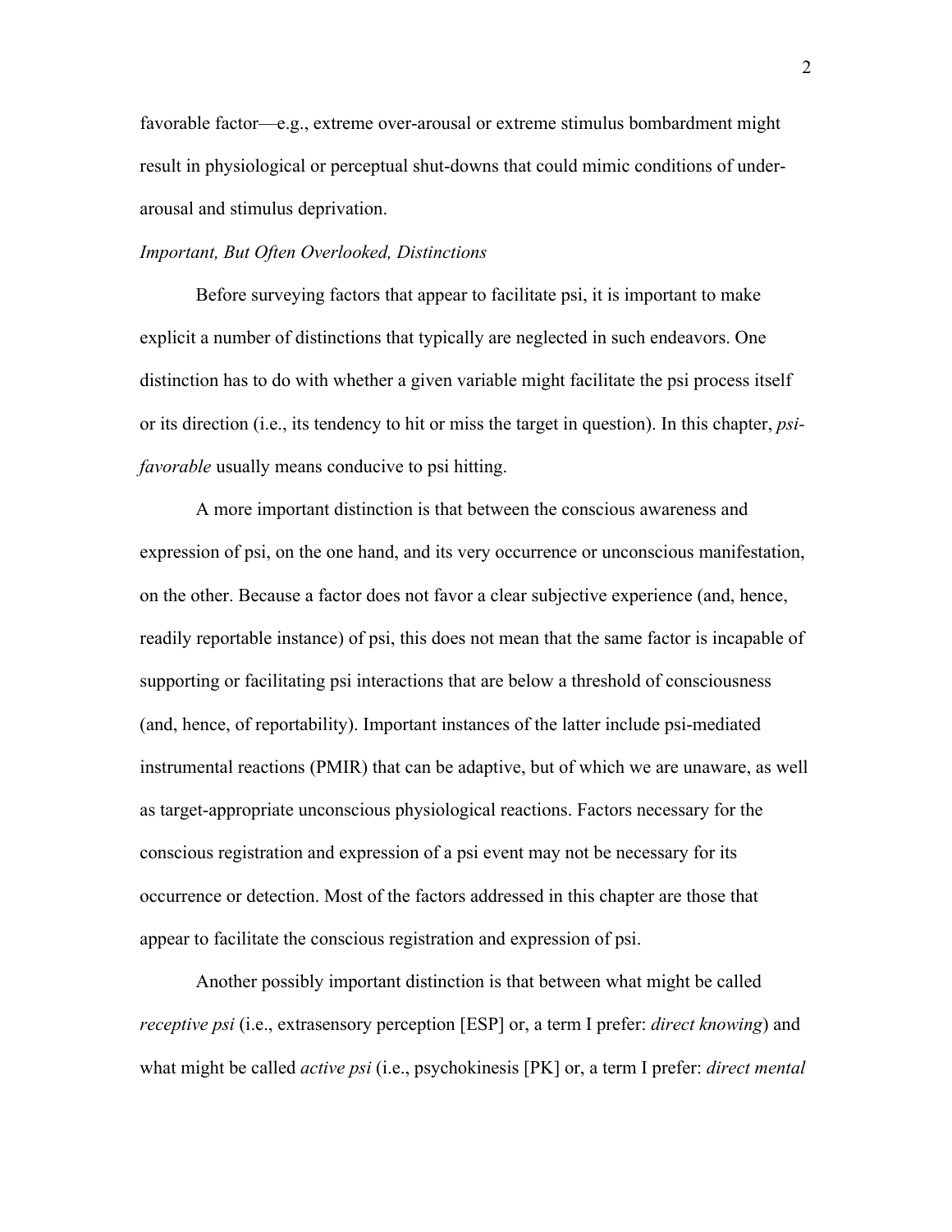favorable factor—e.g., extreme over-arousal or extreme stimulus bombardment might result in physiological or perceptual shut-downs that could mimic conditions of under-arousal and stimulus deprivation.

*Important, But Often Overlooked, Distinctions*

Before surveying factors that appear to facilitate psi, it is important to make explicit a number of distinctions that typically are neglected in such endeavors. One distinction has to do with whether a given variable might facilitate the psi process itself or its direction (i.e., its tendency to hit or miss the target in question). In this chapter, *psi-favorable* usually means conducive to psi hitting.

A more important distinction is that between the conscious awareness and expression of psi, on the one hand, and its very occurrence or unconscious manifestation, on the other. Because a factor does not favor a clear subjective experience (and, hence, readily reportable instance) of psi, this does not mean that the same factor is incapable of supporting or facilitating psi interactions that are below a threshold of consciousness (and, hence, of reportability). Important instances of the latter include psi-mediated instrumental reactions (PMIR) that can be adaptive, but of which we are unaware, as well as target-appropriate unconscious physiological reactions. Factors necessary for the conscious registration and expression of a psi event may not be necessary for its occurrence or detection. Most of the factors addressed in this chapter are those that appear to facilitate the conscious registration and expression of psi.

Another possibly important distinction is that between what might be called *receptive psi* (i.e., extrasensory perception [ESP] or, a term I prefer: *direct knowing*) and what might be called *active psi* (i.e., psychokinesis [PK] or, a term I prefer: *direct mental*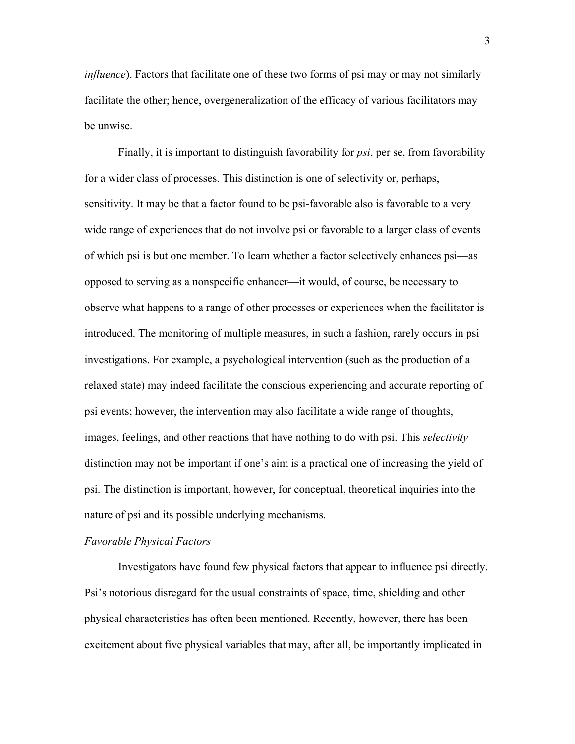*influence*). Factors that facilitate one of these two forms of psi may or may not similarly facilitate the other; hence, overgeneralization of the efficacy of various facilitators may be unwise.

Finally, it is important to distinguish favorability for *psi*, per se, from favorability for a wider class of processes. This distinction is one of selectivity or, perhaps, sensitivity. It may be that a factor found to be psi-favorable also is favorable to a very wide range of experiences that do not involve psi or favorable to a larger class of events of which psi is but one member. To learn whether a factor selectively enhances psi—as opposed to serving as a nonspecific enhancer—it would, of course, be necessary to observe what happens to a range of other processes or experiences when the facilitator is introduced. The monitoring of multiple measures, in such a fashion, rarely occurs in psi investigations. For example, a psychological intervention (such as the production of a relaxed state) may indeed facilitate the conscious experiencing and accurate reporting of psi events; however, the intervention may also facilitate a wide range of thoughts, images, feelings, and other reactions that have nothing to do with psi. This *selectivity* distinction may not be important if one's aim is a practical one of increasing the yield of psi. The distinction is important, however, for conceptual, theoretical inquiries into the nature of psi and its possible underlying mechanisms.

*Favorable Physical Factors*

Investigators have found few physical factors that appear to influence psi directly. Psi's notorious disregard for the usual constraints of space, time, shielding and other physical characteristics has often been mentioned. Recently, however, there has been excitement about five physical variables that may, after all, be importantly implicated in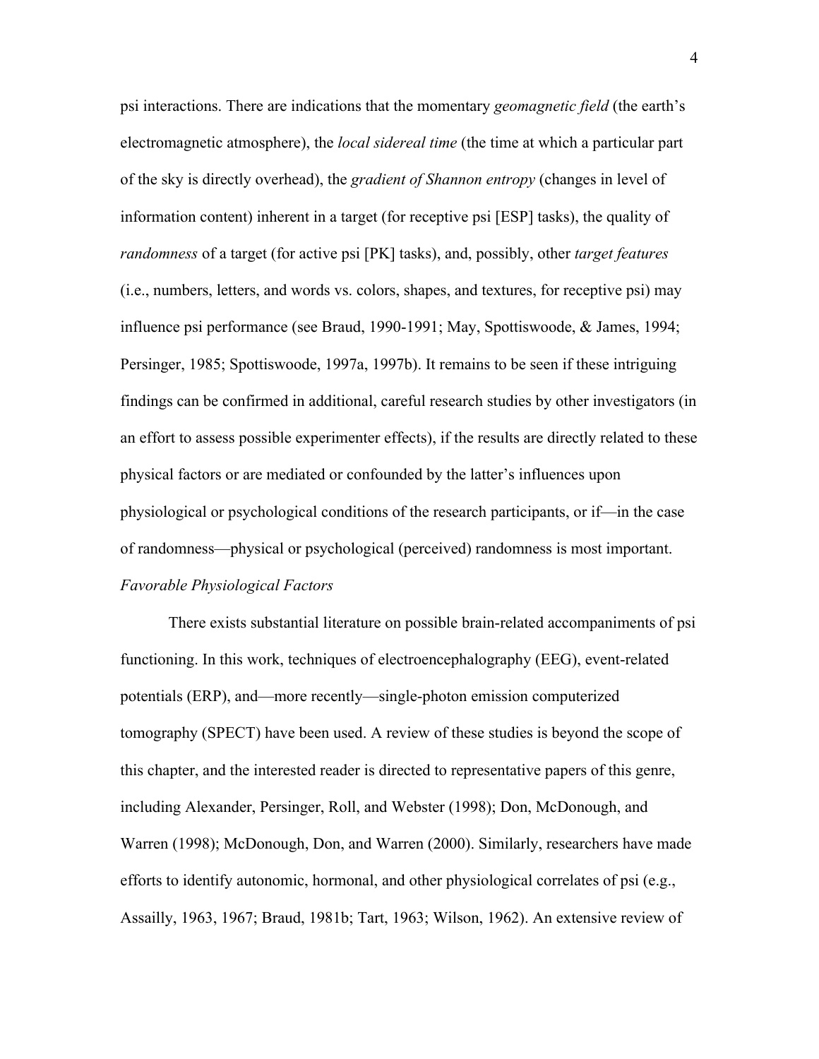psi interactions. There are indications that the momentary *geomagnetic field* (the earth's electromagnetic atmosphere), the *local sidereal time* (the time at which a particular part of the sky is directly overhead), the *gradient of Shannon entropy* (changes in level of information content) inherent in a target (for receptive psi [ESP] tasks), the quality of *randomness* of a target (for active psi [PK] tasks), and, possibly, other *target features* (i.e., numbers, letters, and words vs. colors, shapes, and textures, for receptive psi) may influence psi performance (see Braud, 1990-1991; May, Spottiswoode, & James, 1994; Persinger, 1985; Spottiswoode, 1997a, 1997b). It remains to be seen if these intriguing findings can be confirmed in additional, careful research studies by other investigators (in an effort to assess possible experimenter effects), if the results are directly related to these physical factors or are mediated or confounded by the latter's influences upon physiological or psychological conditions of the research participants, or if—in the case of randomness—physical or psychological (perceived) randomness is most important.

*Favorable Physiological Factors*

There exists substantial literature on possible brain-related accompaniments of psi functioning. In this work, techniques of electroencephalography (EEG), event-related potentials (ERP), and—more recently—single-photon emission computerized tomography (SPECT) have been used. A review of these studies is beyond the scope of this chapter, and the interested reader is directed to representative papers of this genre, including Alexander, Persinger, Roll, and Webster (1998); Don, McDonough, and Warren (1998); McDonough, Don, and Warren (2000). Similarly, researchers have made efforts to identify autonomic, hormonal, and other physiological correlates of psi (e.g., Assailly, 1963, 1967; Braud, 1981b; Tart, 1963; Wilson, 1962). An extensive review of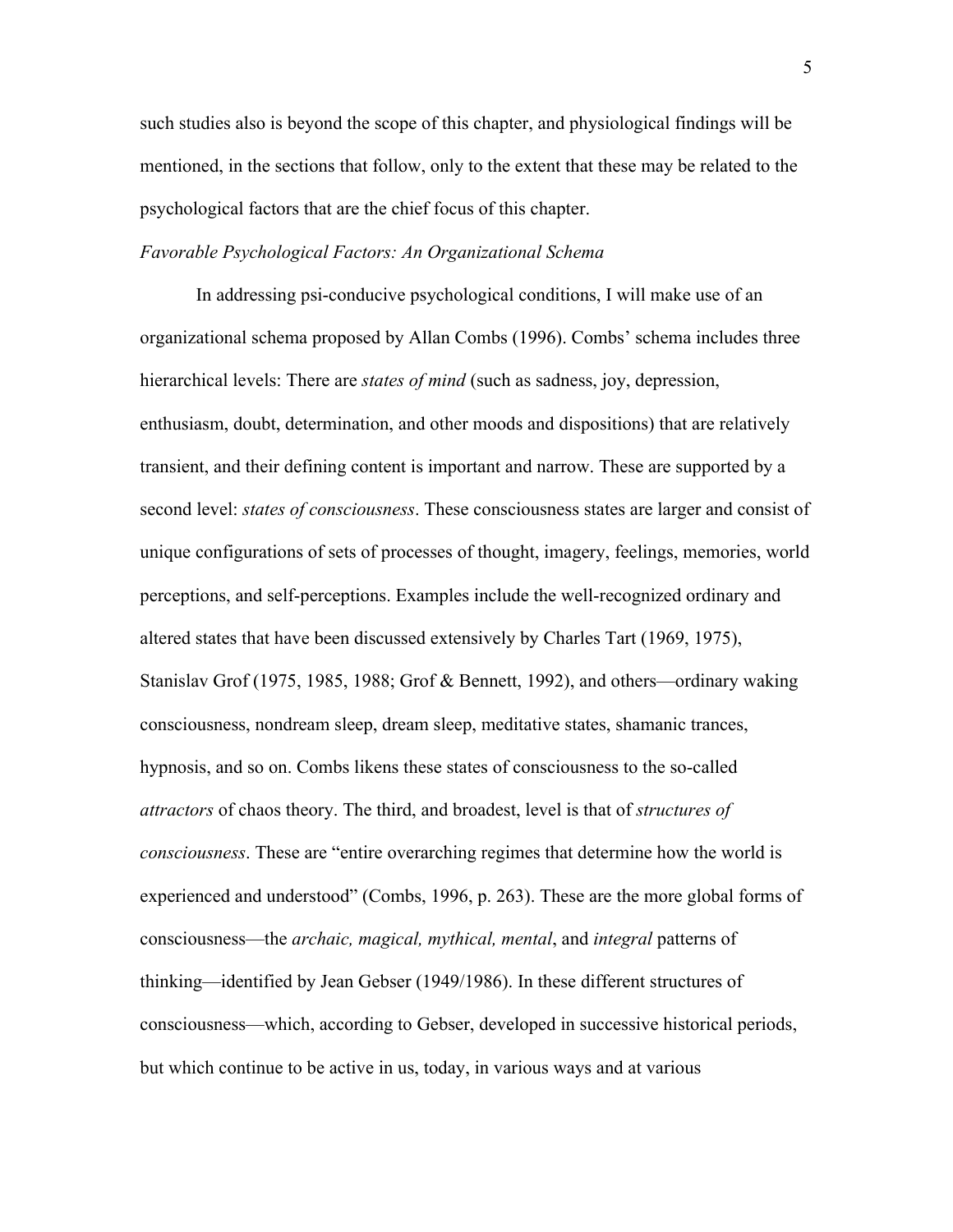such studies also is beyond the scope of this chapter, and physiological findings will be mentioned, in the sections that follow, only to the extent that these may be related to the psychological factors that are the chief focus of this chapter.

*Favorable Psychological Factors: An Organizational Schema*

In addressing psi-conducive psychological conditions, I will make use of an organizational schema proposed by Allan Combs (1996). Combs' schema includes three hierarchical levels: There are *states of mind* (such as sadness, joy, depression, enthusiasm, doubt, determination, and other moods and dispositions) that are relatively transient, and their defining content is important and narrow. These are supported by a second level: *states of consciousness*. These consciousness states are larger and consist of unique configurations of sets of processes of thought, imagery, feelings, memories, world perceptions, and self-perceptions. Examples include the well-recognized ordinary and altered states that have been discussed extensively by Charles Tart (1969, 1975), Stanislav Grof (1975, 1985, 1988; Grof & Bennett, 1992), and others—ordinary waking consciousness, nondream sleep, dream sleep, meditative states, shamanic trances, hypnosis, and so on. Combs likens these states of consciousness to the so-called *attractors* of chaos theory. The third, and broadest, level is that of *structures of consciousness*. These are "entire overarching regimes that determine how the world is experienced and understood" (Combs, 1996, p. 263). These are the more global forms of consciousness—the *archaic, magical, mythical, mental*, and *integral* patterns of thinking—identified by Jean Gebser (1949/1986). In these different structures of consciousness—which, according to Gebser, developed in successive historical periods, but which continue to be active in us, today, in various ways and at various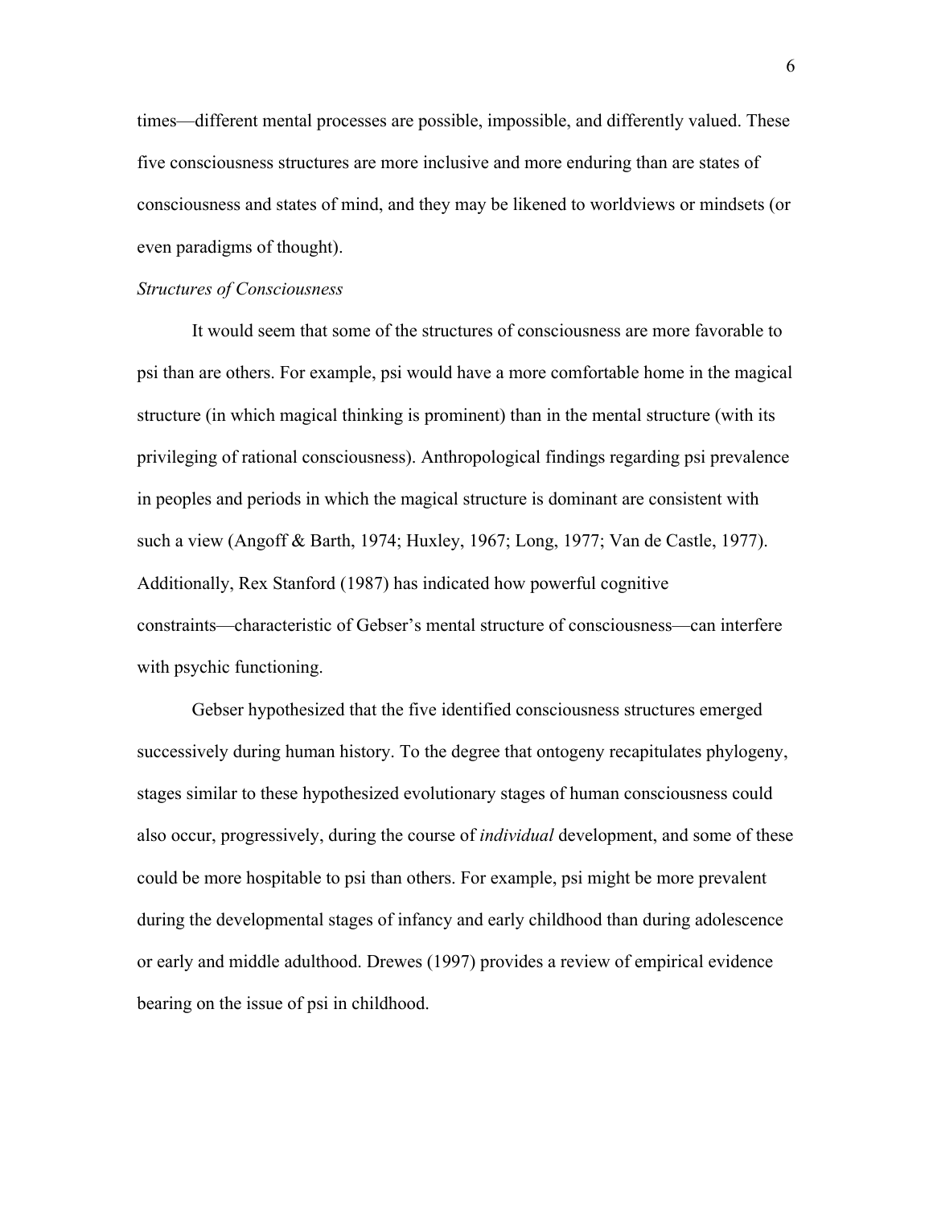times—different mental processes are possible, impossible, and differently valued. These five consciousness structures are more inclusive and more enduring than are states of consciousness and states of mind, and they may be likened to worldviews or mindsets (or even paradigms of thought).

*Structures of Consciousness*

It would seem that some of the structures of consciousness are more favorable to psi than are others. For example, psi would have a more comfortable home in the magical structure (in which magical thinking is prominent) than in the mental structure (with its privileging of rational consciousness). Anthropological findings regarding psi prevalence in peoples and periods in which the magical structure is dominant are consistent with such a view (Angoff & Barth, 1974; Huxley, 1967; Long, 1977; Van de Castle, 1977). Additionally, Rex Stanford (1987) has indicated how powerful cognitive constraints—characteristic of Gebser's mental structure of consciousness—can interfere with psychic functioning.

Gebser hypothesized that the five identified consciousness structures emerged successively during human history. To the degree that ontogeny recapitulates phylogeny, stages similar to these hypothesized evolutionary stages of human consciousness could also occur, progressively, during the course of *individual* development, and some of these could be more hospitable to psi than others. For example, psi might be more prevalent during the developmental stages of infancy and early childhood than during adolescence or early and middle adulthood. Drewes (1997) provides a review of empirical evidence bearing on the issue of psi in childhood.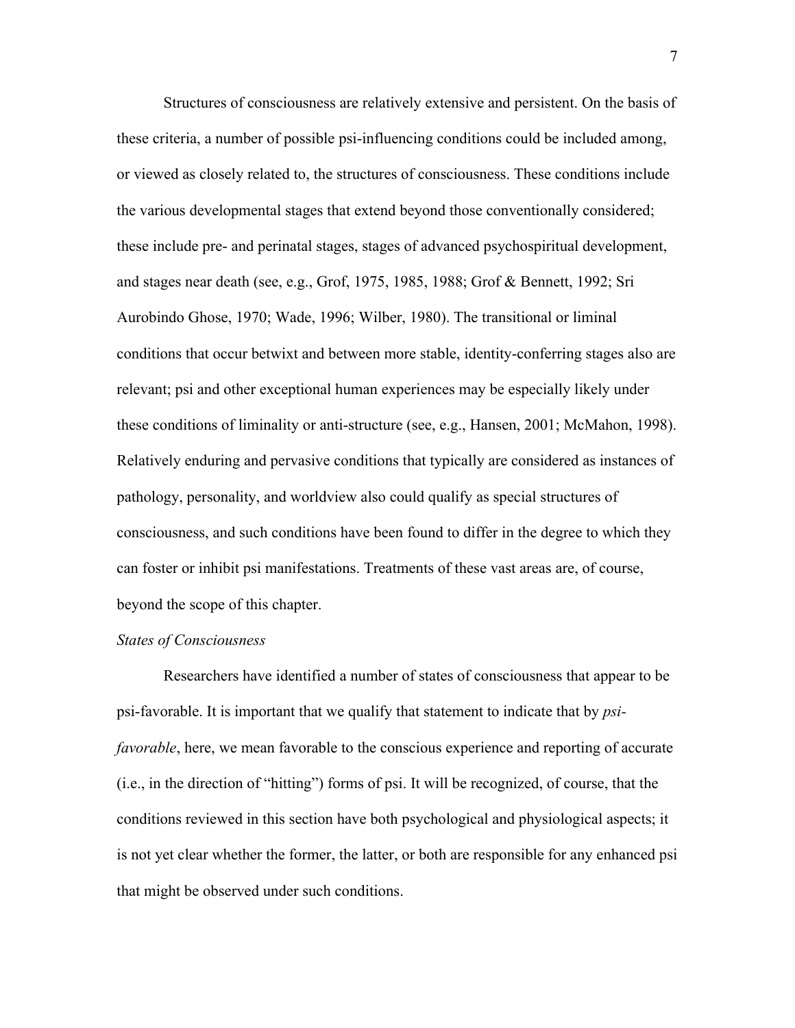Structures of consciousness are relatively extensive and persistent. On the basis of these criteria, a number of possible psi-influencing conditions could be included among, or viewed as closely related to, the structures of consciousness. These conditions include the various developmental stages that extend beyond those conventionally considered; these include pre- and perinatal stages, stages of advanced psychospiritual development, and stages near death (see, e.g., Grof, 1975, 1985, 1988; Grof & Bennett, 1992; Sri Aurobindo Ghose, 1970; Wade, 1996; Wilber, 1980). The transitional or liminal conditions that occur betwixt and between more stable, identity-conferring stages also are relevant; psi and other exceptional human experiences may be especially likely under these conditions of liminality or anti-structure (see, e.g., Hansen, 2001; McMahon, 1998). Relatively enduring and pervasive conditions that typically are considered as instances of pathology, personality, and worldview also could qualify as special structures of consciousness, and such conditions have been found to differ in the degree to which they can foster or inhibit psi manifestations. Treatments of these vast areas are, of course, beyond the scope of this chapter.

### *States of Consciousness*

Researchers have identified a number of states of consciousness that appear to be psi-favorable. It is important that we qualify that statement to indicate that by *psi-favorable*, here, we mean favorable to the conscious experience and reporting of accurate (i.e., in the direction of "hitting") forms of psi. It will be recognized, of course, that the conditions reviewed in this section have both psychological and physiological aspects; it is not yet clear whether the former, the latter, or both are responsible for any enhanced psi that might be observed under such conditions.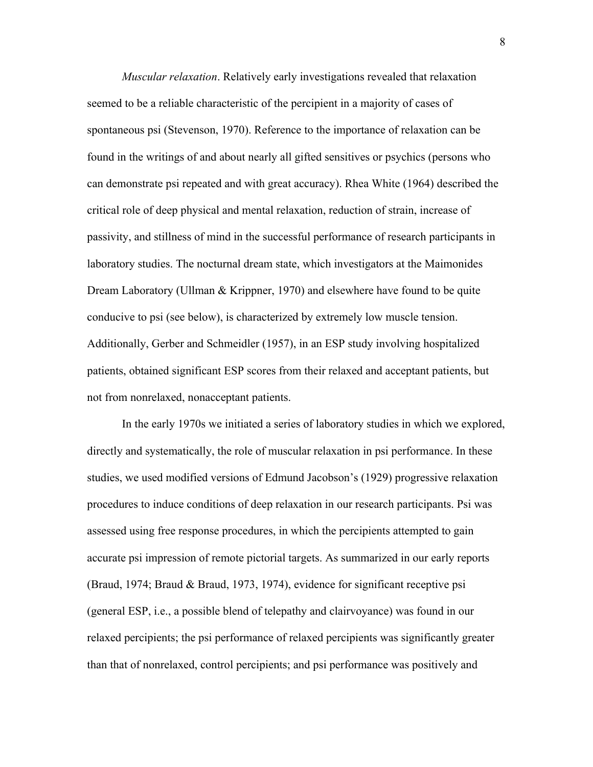*Muscular relaxation*. Relatively early investigations revealed that relaxation seemed to be a reliable characteristic of the percipient in a majority of cases of spontaneous psi (Stevenson, 1970). Reference to the importance of relaxation can be found in the writings of and about nearly all gifted sensitives or psychics (persons who can demonstrate psi repeated and with great accuracy). Rhea White (1964) described the critical role of deep physical and mental relaxation, reduction of strain, increase of passivity, and stillness of mind in the successful performance of research participants in laboratory studies. The nocturnal dream state, which investigators at the Maimonides Dream Laboratory (Ullman & Krippner, 1970) and elsewhere have found to be quite conducive to psi (see below), is characterized by extremely low muscle tension. Additionally, Gerber and Schmeidler (1957), in an ESP study involving hospitalized patients, obtained significant ESP scores from their relaxed and acceptant patients, but not from nonrelaxed, nonacceptant patients.

In the early 1970s we initiated a series of laboratory studies in which we explored, directly and systematically, the role of muscular relaxation in psi performance. In these studies, we used modified versions of Edmund Jacobson's (1929) progressive relaxation procedures to induce conditions of deep relaxation in our research participants. Psi was assessed using free response procedures, in which the percipients attempted to gain accurate psi impression of remote pictorial targets. As summarized in our early reports (Braud, 1974; Braud & Braud, 1973, 1974), evidence for significant receptive psi (general ESP, i.e., a possible blend of telepathy and clairvoyance) was found in our relaxed percipients; the psi performance of relaxed percipients was significantly greater than that of nonrelaxed, control percipients; and psi performance was positively and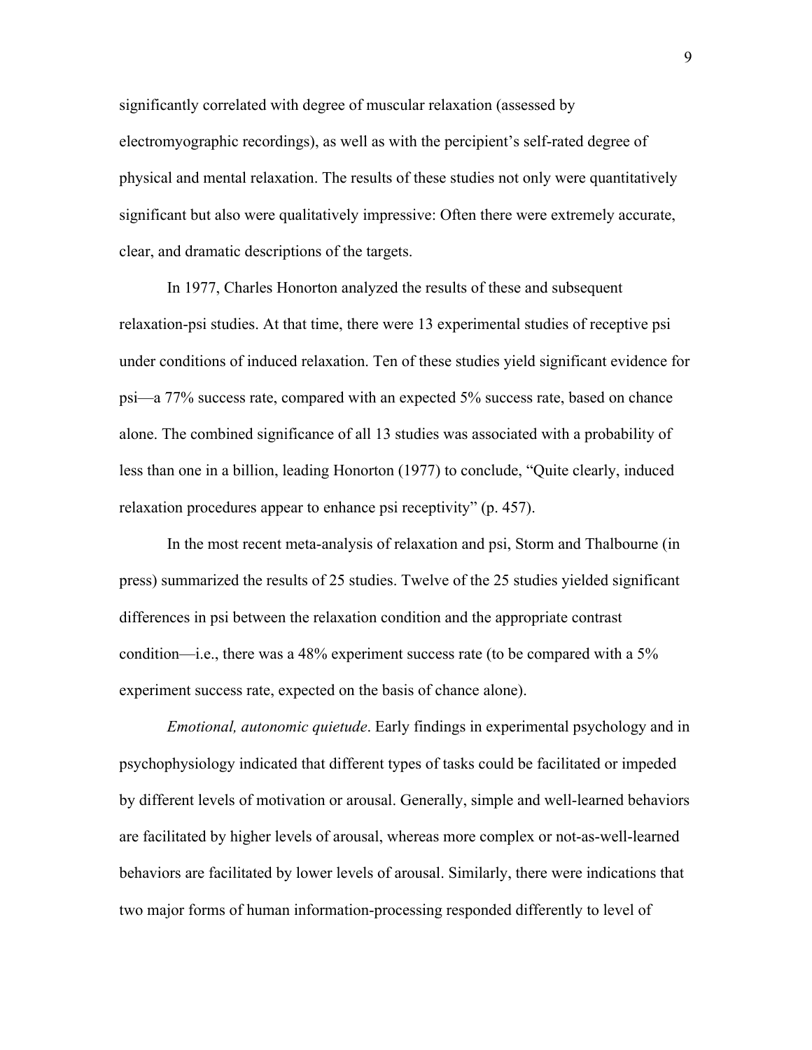significantly correlated with degree of muscular relaxation (assessed by electromyographic recordings), as well as with the percipient's self-rated degree of physical and mental relaxation. The results of these studies not only were quantitatively significant but also were qualitatively impressive: Often there were extremely accurate, clear, and dramatic descriptions of the targets.

In 1977, Charles Honorton analyzed the results of these and subsequent relaxation-psi studies. At that time, there were 13 experimental studies of receptive psi under conditions of induced relaxation. Ten of these studies yield significant evidence for psi—a 77% success rate, compared with an expected 5% success rate, based on chance alone. The combined significance of all 13 studies was associated with a probability of less than one in a billion, leading Honorton (1977) to conclude, "Quite clearly, induced relaxation procedures appear to enhance psi receptivity" (p. 457).

In the most recent meta-analysis of relaxation and psi, Storm and Thalbourne (in press) summarized the results of 25 studies. Twelve of the 25 studies yielded significant differences in psi between the relaxation condition and the appropriate contrast condition—i.e., there was a 48% experiment success rate (to be compared with a 5% experiment success rate, expected on the basis of chance alone).

*Emotional, autonomic quietude*. Early findings in experimental psychology and in psychophysiology indicated that different types of tasks could be facilitated or impeded by different levels of motivation or arousal. Generally, simple and well-learned behaviors are facilitated by higher levels of arousal, whereas more complex or not-as-well-learned behaviors are facilitated by lower levels of arousal. Similarly, there were indications that two major forms of human information-processing responded differently to level of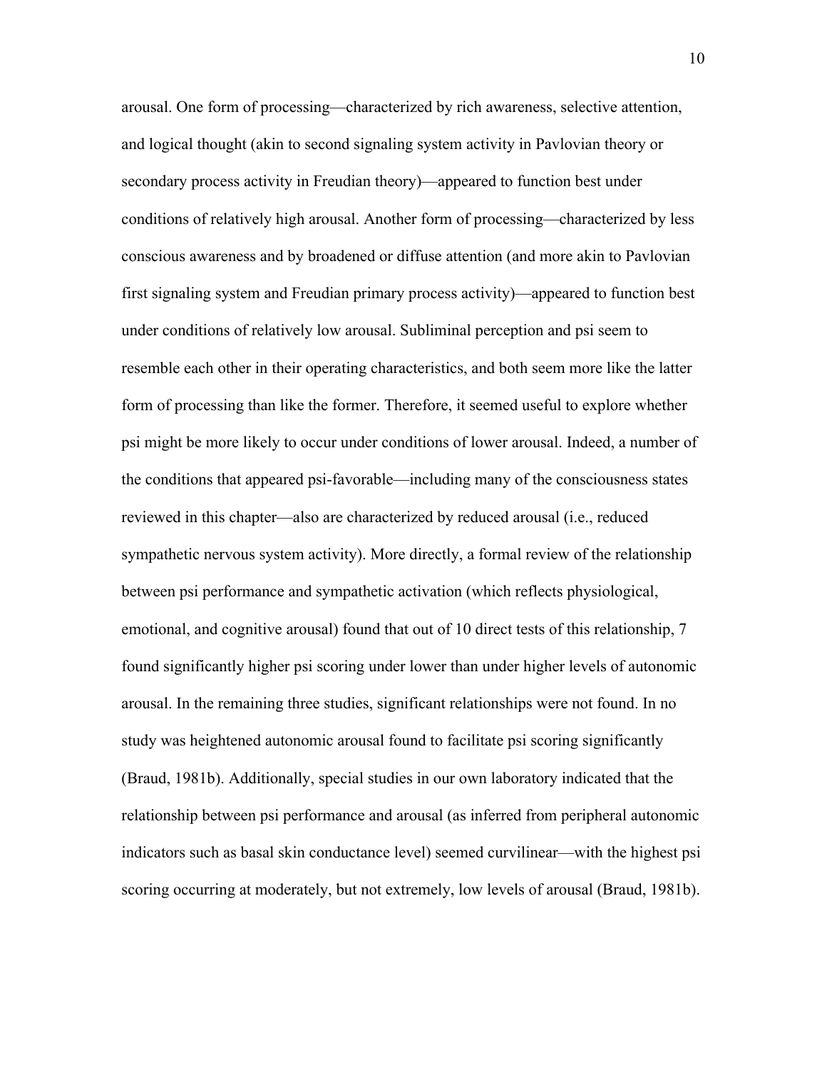arousal. One form of processing—characterized by rich awareness, selective attention, and logical thought (akin to second signaling system activity in Pavlovian theory or secondary process activity in Freudian theory)—appeared to function best under conditions of relatively high arousal. Another form of processing—characterized by less conscious awareness and by broadened or diffuse attention (and more akin to Pavlovian first signaling system and Freudian primary process activity)—appeared to function best under conditions of relatively low arousal. Subliminal perception and psi seem to resemble each other in their operating characteristics, and both seem more like the latter form of processing than like the former. Therefore, it seemed useful to explore whether psi might be more likely to occur under conditions of lower arousal. Indeed, a number of the conditions that appeared psi-favorable—including many of the consciousness states reviewed in this chapter—also are characterized by reduced arousal (i.e., reduced sympathetic nervous system activity). More directly, a formal review of the relationship between psi performance and sympathetic activation (which reflects physiological, emotional, and cognitive arousal) found that out of 10 direct tests of this relationship, 7 found significantly higher psi scoring under lower than under higher levels of autonomic arousal. In the remaining three studies, significant relationships were not found. In no study was heightened autonomic arousal found to facilitate psi scoring significantly (Braud, 1981b). Additionally, special studies in our own laboratory indicated that the relationship between psi performance and arousal (as inferred from peripheral autonomic indicators such as basal skin conductance level) seemed curvilinear—with the highest psi scoring occurring at moderately, but not extremely, low levels of arousal (Braud, 1981b).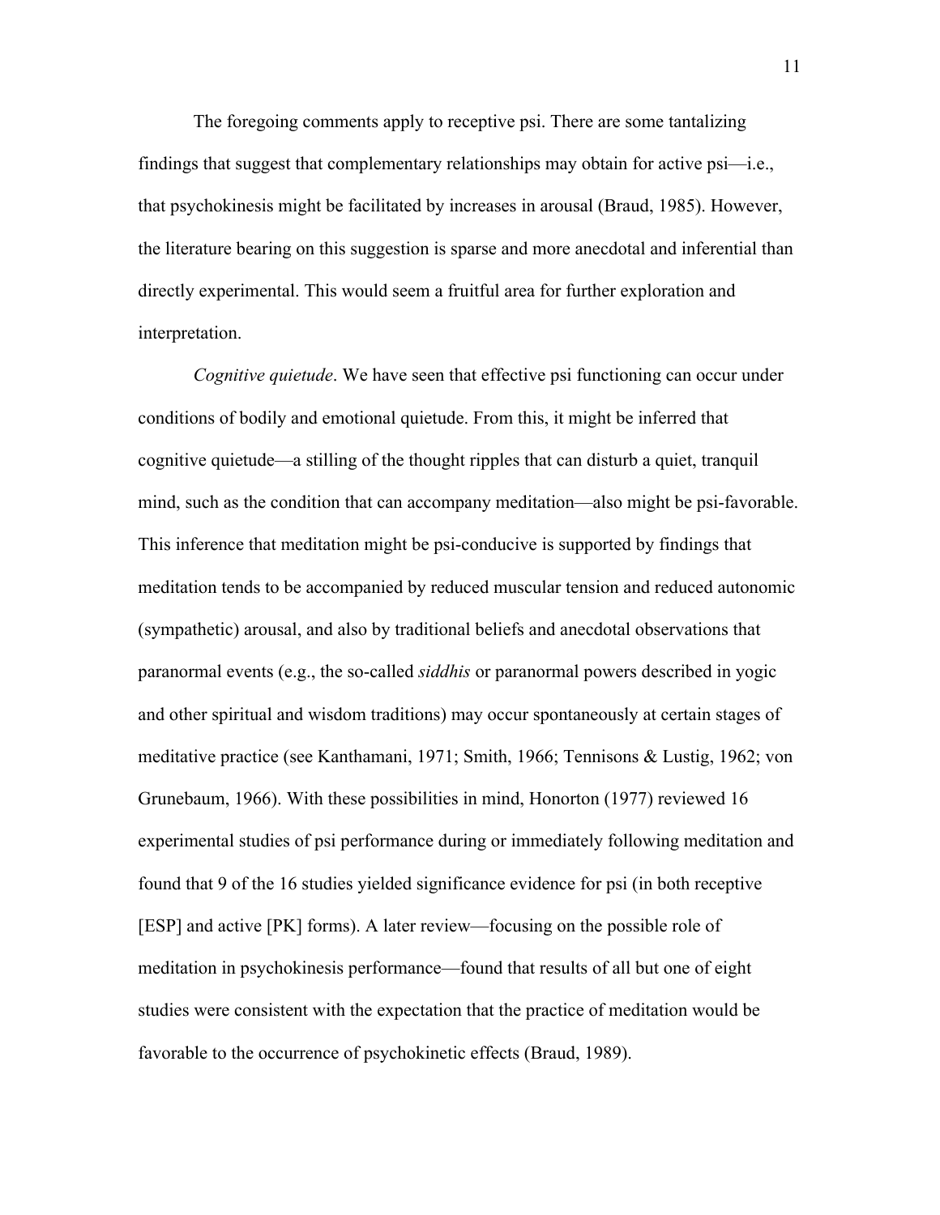The foregoing comments apply to receptive psi. There are some tantalizing findings that suggest that complementary relationships may obtain for active psi—i.e., that psychokinesis might be facilitated by increases in arousal (Braud, 1985). However, the literature bearing on this suggestion is sparse and more anecdotal and inferential than directly experimental. This would seem a fruitful area for further exploration and interpretation.

*Cognitive quietude*. We have seen that effective psi functioning can occur under conditions of bodily and emotional quietude. From this, it might be inferred that cognitive quietude—a stilling of the thought ripples that can disturb a quiet, tranquil mind, such as the condition that can accompany meditation—also might be psi-favorable. This inference that meditation might be psi-conducive is supported by findings that meditation tends to be accompanied by reduced muscular tension and reduced autonomic (sympathetic) arousal, and also by traditional beliefs and anecdotal observations that paranormal events (e.g., the so-called *siddhis* or paranormal powers described in yogic and other spiritual and wisdom traditions) may occur spontaneously at certain stages of meditative practice (see Kanthamani, 1971; Smith, 1966; Tennisons & Lustig, 1962; von Grunebaum, 1966). With these possibilities in mind, Honorton (1977) reviewed 16 experimental studies of psi performance during or immediately following meditation and found that 9 of the 16 studies yielded significance evidence for psi (in both receptive [ESP] and active [PK] forms). A later review—focusing on the possible role of meditation in psychokinesis performance—found that results of all but one of eight studies were consistent with the expectation that the practice of meditation would be favorable to the occurrence of psychokinetic effects (Braud, 1989).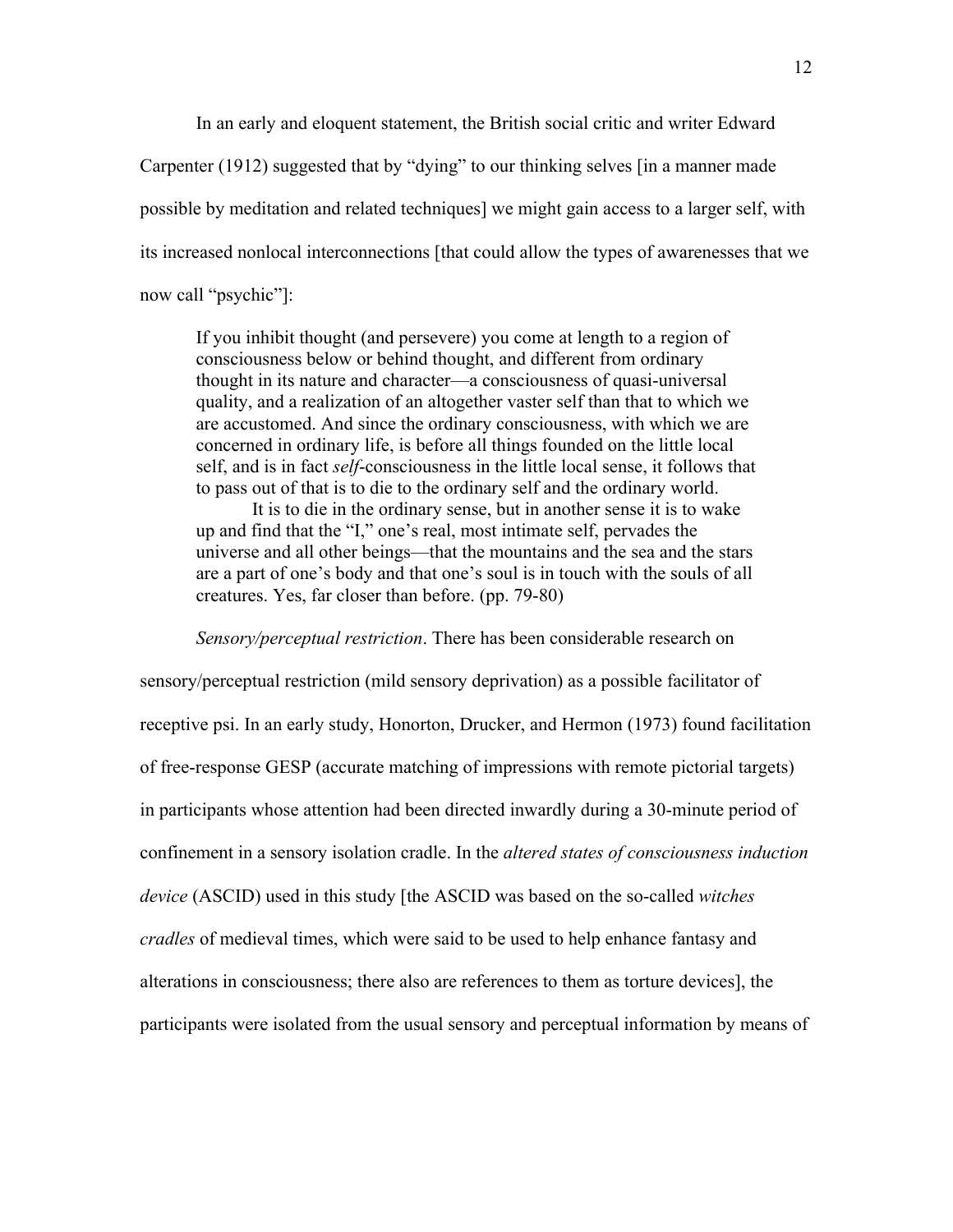In an early and eloquent statement, the British social critic and writer Edward Carpenter (1912) suggested that by "dying" to our thinking selves [in a manner made possible by meditation and related techniques] we might gain access to a larger self, with its increased nonlocal interconnections [that could allow the types of awarenesses that we now call "psychic"]:

> If you inhibit thought (and persevere) you come at length to a region of consciousness below or behind thought, and different from ordinary thought in its nature and character—a consciousness of quasi-universal quality, and a realization of an altogether vaster self than that to which we are accustomed. And since the ordinary consciousness, with which we are concerned in ordinary life, is before all things founded on the little local self, and is in fact *self*-consciousness in the little local sense, it follows that to pass out of that is to die to the ordinary self and the ordinary world.
>
> It is to die in the ordinary sense, but in another sense it is to wake up and find that the "I," one's real, most intimate self, pervades the universe and all other beings—that the mountains and the sea and the stars are a part of one's body and that one's soul is in touch with the souls of all creatures. Yes, far closer than before. (pp. 79-80)

*Sensory/perceptual restriction*. There has been considerable research on sensory/perceptual restriction (mild sensory deprivation) as a possible facilitator of receptive psi. In an early study, Honorton, Drucker, and Hermon (1973) found facilitation of free-response GESP (accurate matching of impressions with remote pictorial targets) in participants whose attention had been directed inwardly during a 30-minute period of confinement in a sensory isolation cradle. In the *altered states of consciousness induction device* (ASCID) used in this study [the ASCID was based on the so-called *witches cradles* of medieval times, which were said to be used to help enhance fantasy and alterations in consciousness; there also are references to them as torture devices], the participants were isolated from the usual sensory and perceptual information by means of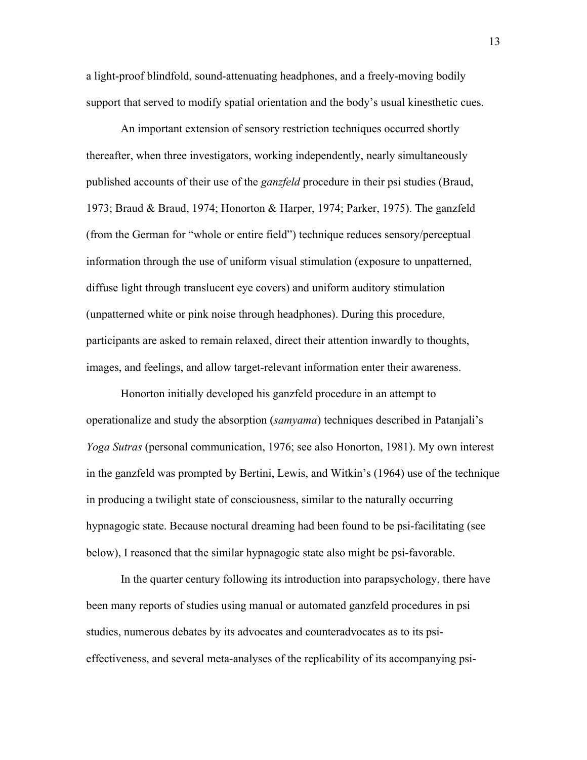a light-proof blindfold, sound-attenuating headphones, and a freely-moving bodily support that served to modify spatial orientation and the body's usual kinesthetic cues.

An important extension of sensory restriction techniques occurred shortly thereafter, when three investigators, working independently, nearly simultaneously published accounts of their use of the *ganzfeld* procedure in their psi studies (Braud, 1973; Braud & Braud, 1974; Honorton & Harper, 1974; Parker, 1975). The ganzfeld (from the German for "whole or entire field") technique reduces sensory/perceptual information through the use of uniform visual stimulation (exposure to unpatterned, diffuse light through translucent eye covers) and uniform auditory stimulation (unpatterned white or pink noise through headphones). During this procedure, participants are asked to remain relaxed, direct their attention inwardly to thoughts, images, and feelings, and allow target-relevant information enter their awareness.

Honorton initially developed his ganzfeld procedure in an attempt to operationalize and study the absorption (*samyama*) techniques described in Patanjali's *Yoga Sutras* (personal communication, 1976; see also Honorton, 1981). My own interest in the ganzfeld was prompted by Bertini, Lewis, and Witkin's (1964) use of the technique in producing a twilight state of consciousness, similar to the naturally occurring hypnagogic state. Because noctural dreaming had been found to be psi-facilitating (see below), I reasoned that the similar hypnagogic state also might be psi-favorable.

In the quarter century following its introduction into parapsychology, there have been many reports of studies using manual or automated ganzfeld procedures in psi studies, numerous debates by its advocates and counteradvocates as to its psi-effectiveness, and several meta-analyses of the replicability of its accompanying psi-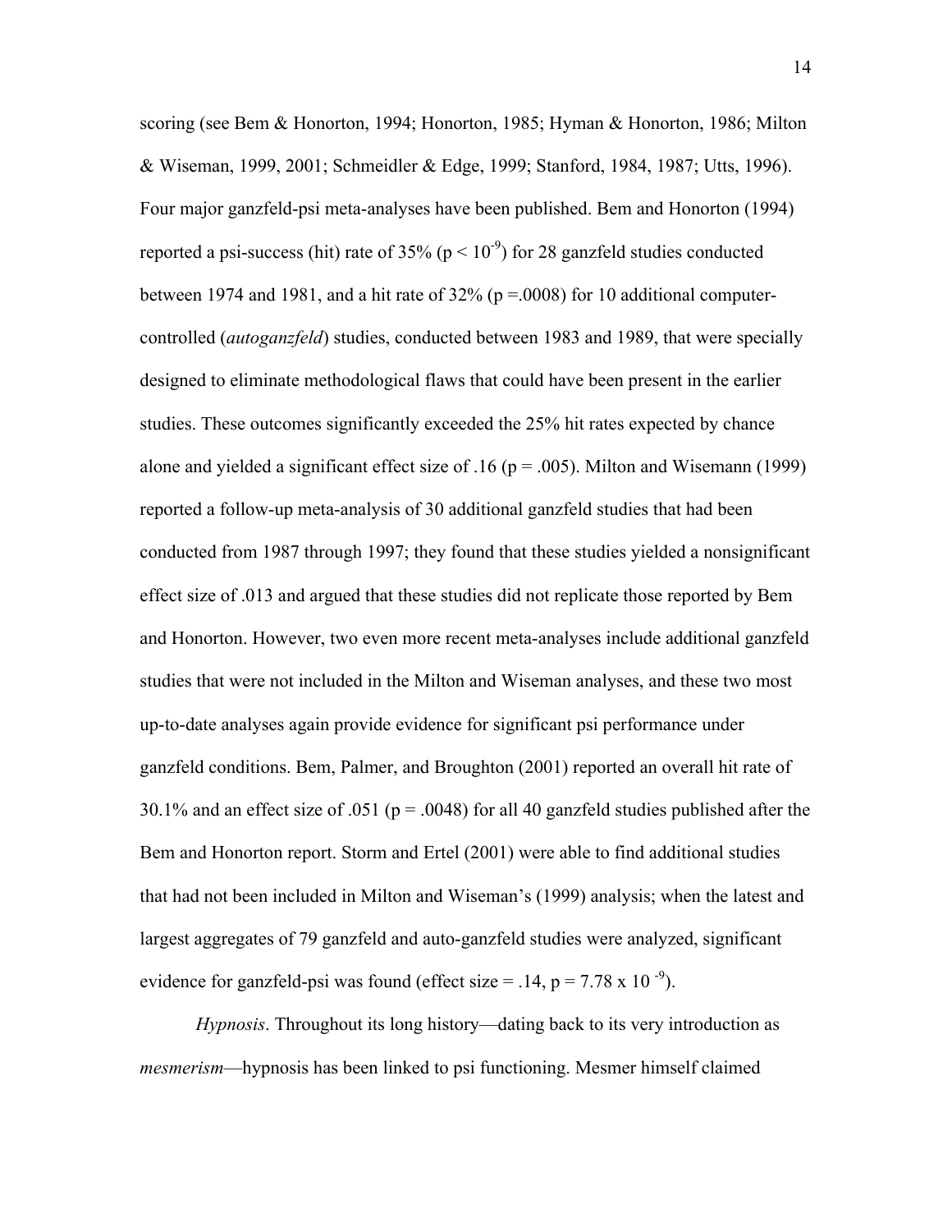scoring (see Bem & Honorton, 1994; Honorton, 1985; Hyman & Honorton, 1986; Milton & Wiseman, 1999, 2001; Schmeidler & Edge, 1999; Stanford, 1984, 1987; Utts, 1996). Four major ganzfeld-psi meta-analyses have been published. Bem and Honorton (1994) reported a psi-success (hit) rate of 35% ($p < 10^{-9}$) for 28 ganzfeld studies conducted between 1974 and 1981, and a hit rate of 32% ($p = .0008$) for 10 additional computer-controlled (*autoganzfeld*) studies, conducted between 1983 and 1989, that were specially designed to eliminate methodological flaws that could have been present in the earlier studies. These outcomes significantly exceeded the 25% hit rates expected by chance alone and yielded a significant effect size of .16 ($p = .005$). Milton and Wisemann (1999) reported a follow-up meta-analysis of 30 additional ganzfeld studies that had been conducted from 1987 through 1997; they found that these studies yielded a nonsignificant effect size of .013 and argued that these studies did not replicate those reported by Bem and Honorton. However, two even more recent meta-analyses include additional ganzfeld studies that were not included in the Milton and Wiseman analyses, and these two most up-to-date analyses again provide evidence for significant psi performance under ganzfeld conditions. Bem, Palmer, and Broughton (2001) reported an overall hit rate of 30.1% and an effect size of .051 ($p = .0048$) for all 40 ganzfeld studies published after the Bem and Honorton report. Storm and Ertel (2001) were able to find additional studies that had not been included in Milton and Wiseman's (1999) analysis; when the latest and largest aggregates of 79 ganzfeld and auto-ganzfeld studies were analyzed, significant evidence for ganzfeld-psi was found (effect size = .14, $p = 7.78 \times 10^{-9}$).

*Hypnosis*. Throughout its long history—dating back to its very introduction as *mesmerism*—hypnosis has been linked to psi functioning. Mesmer himself claimed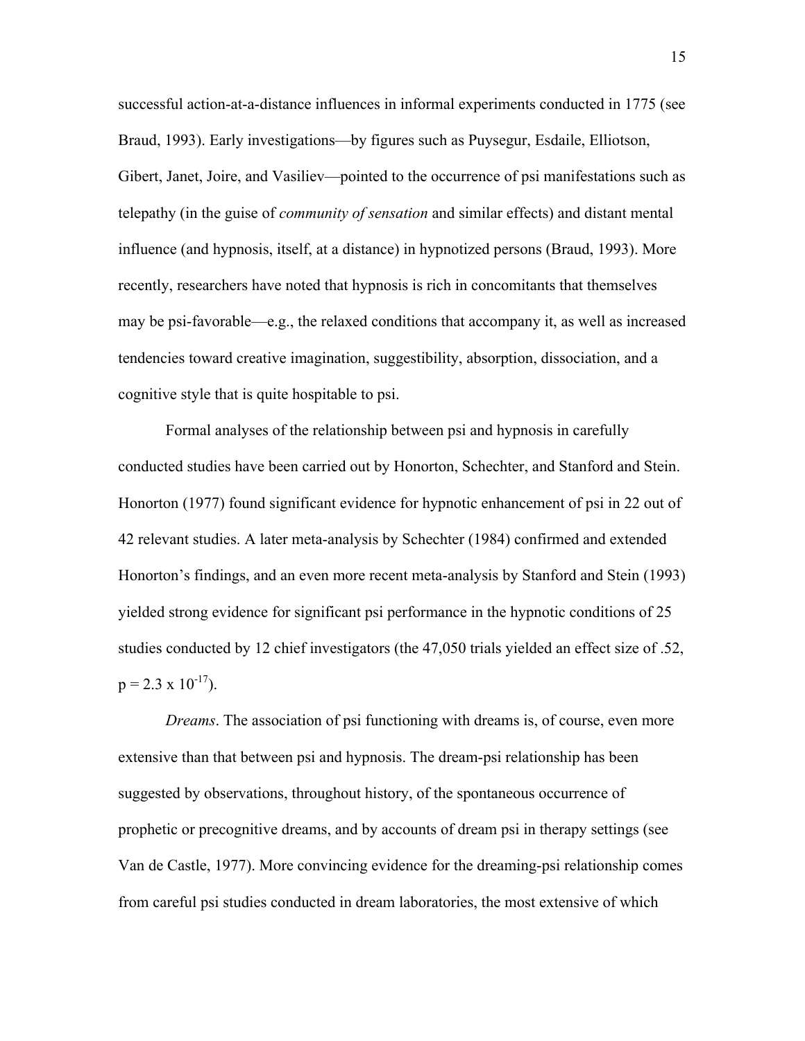successful action-at-a-distance influences in informal experiments conducted in 1775 (see Braud, 1993). Early investigations—by figures such as Puysegur, Esdaile, Elliotson, Gibert, Janet, Joire, and Vasiliev—pointed to the occurrence of psi manifestations such as telepathy (in the guise of *community of sensation* and similar effects) and distant mental influence (and hypnosis, itself, at a distance) in hypnotized persons (Braud, 1993). More recently, researchers have noted that hypnosis is rich in concomitants that themselves may be psi-favorable—e.g., the relaxed conditions that accompany it, as well as increased tendencies toward creative imagination, suggestibility, absorption, dissociation, and a cognitive style that is quite hospitable to psi.

Formal analyses of the relationship between psi and hypnosis in carefully conducted studies have been carried out by Honorton, Schechter, and Stanford and Stein. Honorton (1977) found significant evidence for hypnotic enhancement of psi in 22 out of 42 relevant studies. A later meta-analysis by Schechter (1984) confirmed and extended Honorton's findings, and an even more recent meta-analysis by Stanford and Stein (1993) yielded strong evidence for significant psi performance in the hypnotic conditions of 25 studies conducted by 12 chief investigators (the 47,050 trials yielded an effect size of .52, $p = 2.3 \times 10^{-17}$).

*Dreams*. The association of psi functioning with dreams is, of course, even more extensive than that between psi and hypnosis. The dream-psi relationship has been suggested by observations, throughout history, of the spontaneous occurrence of prophetic or precognitive dreams, and by accounts of dream psi in therapy settings (see Van de Castle, 1977). More convincing evidence for the dreaming-psi relationship comes from careful psi studies conducted in dream laboratories, the most extensive of which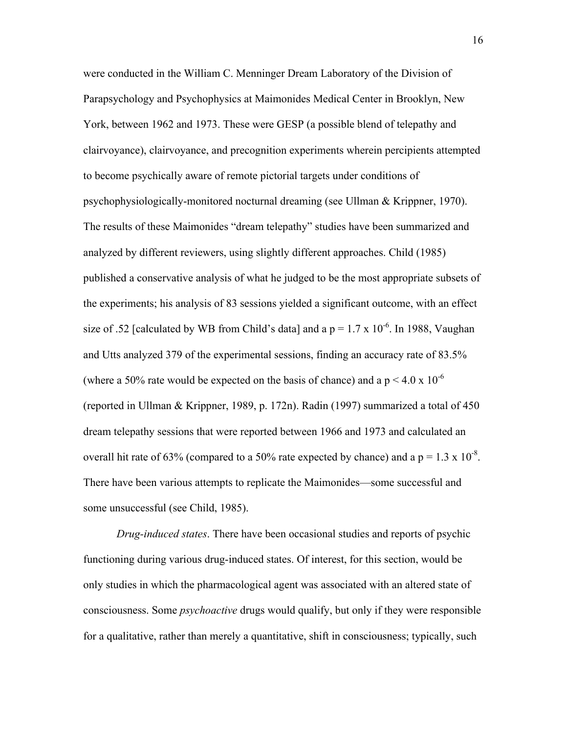were conducted in the William C. Menninger Dream Laboratory of the Division of Parapsychology and Psychophysics at Maimonides Medical Center in Brooklyn, New York, between 1962 and 1973. These were GESP (a possible blend of telepathy and clairvoyance), clairvoyance, and precognition experiments wherein percipients attempted to become psychically aware of remote pictorial targets under conditions of psychophysiologically-monitored nocturnal dreaming (see Ullman & Krippner, 1970). The results of these Maimonides "dream telepathy" studies have been summarized and analyzed by different reviewers, using slightly different approaches. Child (1985) published a conservative analysis of what he judged to be the most appropriate subsets of the experiments; his analysis of 83 sessions yielded a significant outcome, with an effect size of .52 [calculated by WB from Child's data] and a $p = 1.7 \times 10^{-6}$. In 1988, Vaughan and Utts analyzed 379 of the experimental sessions, finding an accuracy rate of 83.5% (where a 50% rate would be expected on the basis of chance) and a $p < 4.0 \times 10^{-6}$ (reported in Ullman & Krippner, 1989, p. 172n). Radin (1997) summarized a total of 450 dream telepathy sessions that were reported between 1966 and 1973 and calculated an overall hit rate of 63% (compared to a 50% rate expected by chance) and a $p = 1.3 \times 10^{-8}$. There have been various attempts to replicate the Maimonides—some successful and some unsuccessful (see Child, 1985).

*Drug-induced states*. There have been occasional studies and reports of psychic functioning during various drug-induced states. Of interest, for this section, would be only studies in which the pharmacological agent was associated with an altered state of consciousness. Some *psychoactive* drugs would qualify, but only if they were responsible for a qualitative, rather than merely a quantitative, shift in consciousness; typically, such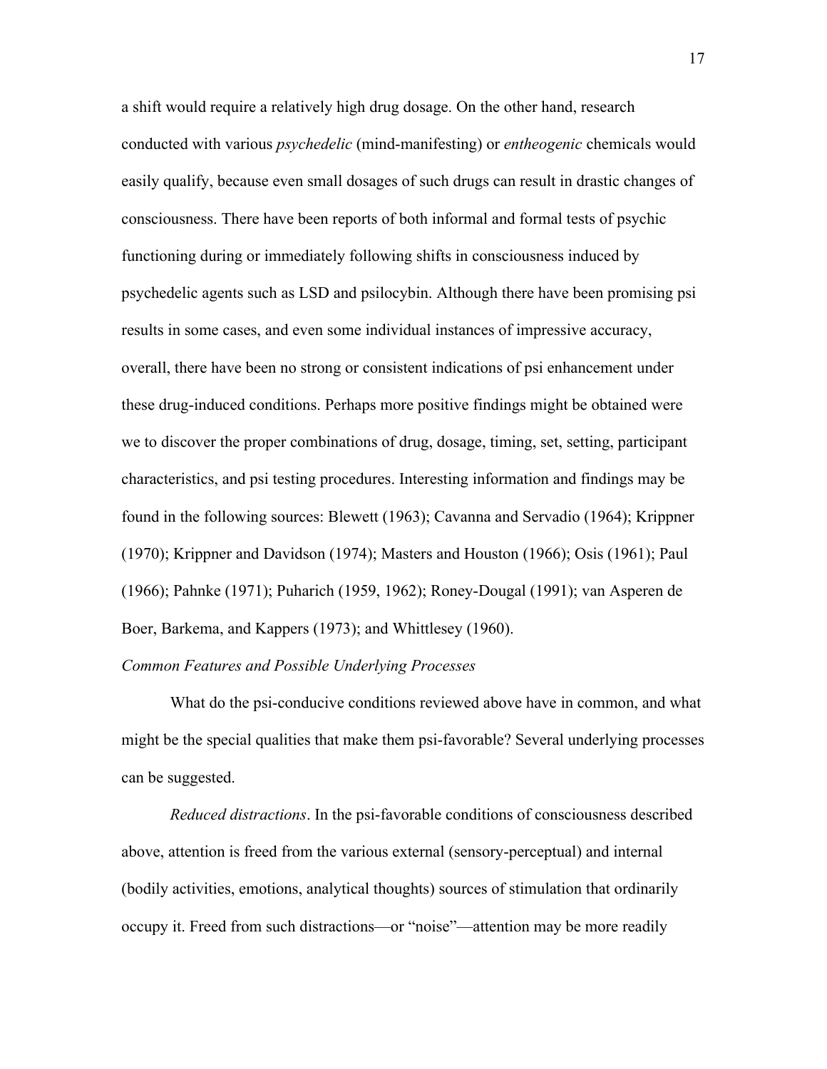a shift would require a relatively high drug dosage. On the other hand, research conducted with various *psychedelic* (mind-manifesting) or *entheogenic* chemicals would easily qualify, because even small dosages of such drugs can result in drastic changes of consciousness. There have been reports of both informal and formal tests of psychic functioning during or immediately following shifts in consciousness induced by psychedelic agents such as LSD and psilocybin. Although there have been promising psi results in some cases, and even some individual instances of impressive accuracy, overall, there have been no strong or consistent indications of psi enhancement under these drug-induced conditions. Perhaps more positive findings might be obtained were we to discover the proper combinations of drug, dosage, timing, set, setting, participant characteristics, and psi testing procedures. Interesting information and findings may be found in the following sources: Blewett (1963); Cavanna and Servadio (1964); Krippner (1970); Krippner and Davidson (1974); Masters and Houston (1966); Osis (1961); Paul (1966); Pahnke (1971); Puharich (1959, 1962); Roney-Dougal (1991); van Asperen de Boer, Barkema, and Kappers (1973); and Whittlesey (1960).

*Common Features and Possible Underlying Processes*

What do the psi-conducive conditions reviewed above have in common, and what might be the special qualities that make them psi-favorable? Several underlying processes can be suggested.

*Reduced distractions*. In the psi-favorable conditions of consciousness described above, attention is freed from the various external (sensory-perceptual) and internal (bodily activities, emotions, analytical thoughts) sources of stimulation that ordinarily occupy it. Freed from such distractions—or "noise"—attention may be more readily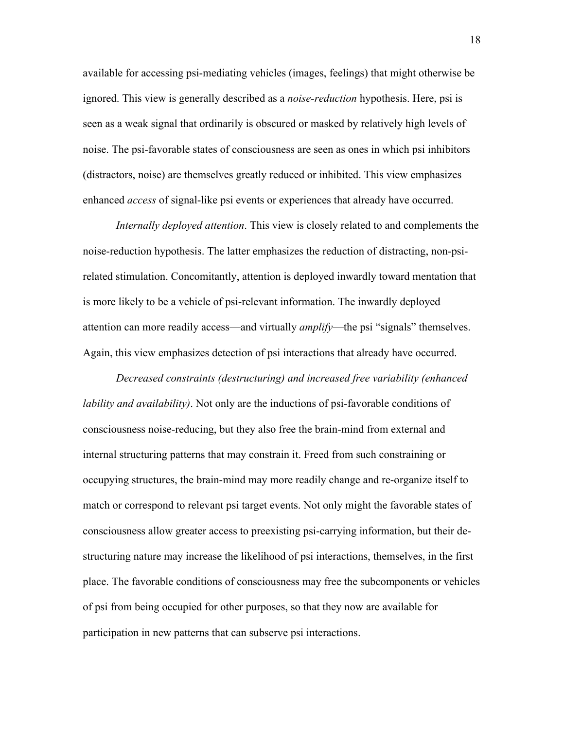available for accessing psi-mediating vehicles (images, feelings) that might otherwise be ignored. This view is generally described as a *noise-reduction* hypothesis. Here, psi is seen as a weak signal that ordinarily is obscured or masked by relatively high levels of noise. The psi-favorable states of consciousness are seen as ones in which psi inhibitors (distractors, noise) are themselves greatly reduced or inhibited. This view emphasizes enhanced *access* of signal-like psi events or experiences that already have occurred.

*Internally deployed attention*. This view is closely related to and complements the noise-reduction hypothesis. The latter emphasizes the reduction of distracting, non-psi-related stimulation. Concomitantly, attention is deployed inwardly toward mentation that is more likely to be a vehicle of psi-relevant information. The inwardly deployed attention can more readily access—and virtually *amplify*—the psi "signals" themselves. Again, this view emphasizes detection of psi interactions that already have occurred.

*Decreased constraints (destructuring) and increased free variability (enhanced lability and availability)*. Not only are the inductions of psi-favorable conditions of consciousness noise-reducing, but they also free the brain-mind from external and internal structuring patterns that may constrain it. Freed from such constraining or occupying structures, the brain-mind may more readily change and re-organize itself to match or correspond to relevant psi target events. Not only might the favorable states of consciousness allow greater access to preexisting psi-carrying information, but their de-structuring nature may increase the likelihood of psi interactions, themselves, in the first place. The favorable conditions of consciousness may free the subcomponents or vehicles of psi from being occupied for other purposes, so that they now are available for participation in new patterns that can subserve psi interactions.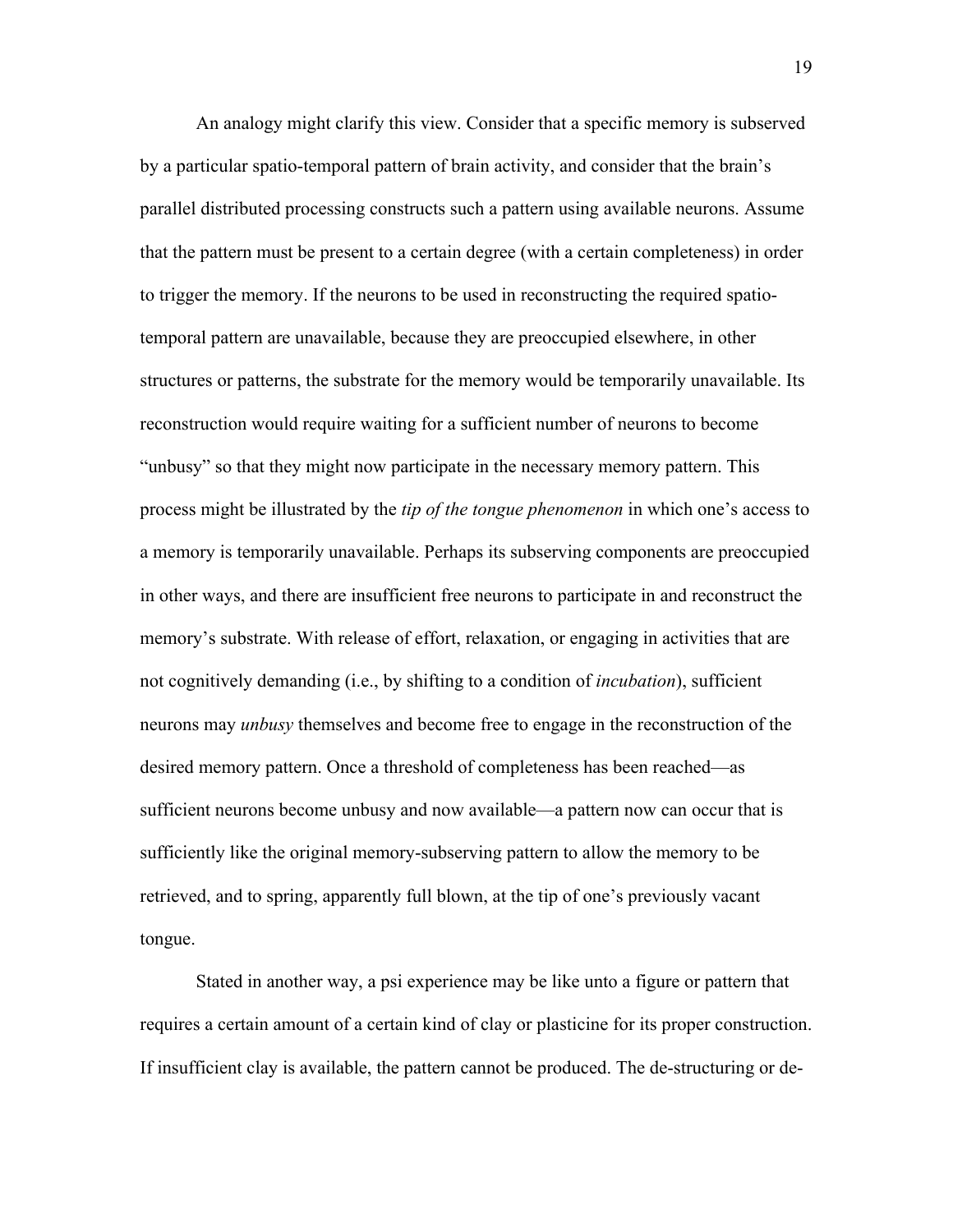An analogy might clarify this view. Consider that a specific memory is subserved by a particular spatio-temporal pattern of brain activity, and consider that the brain's parallel distributed processing constructs such a pattern using available neurons. Assume that the pattern must be present to a certain degree (with a certain completeness) in order to trigger the memory. If the neurons to be used in reconstructing the required spatio-temporal pattern are unavailable, because they are preoccupied elsewhere, in other structures or patterns, the substrate for the memory would be temporarily unavailable. Its reconstruction would require waiting for a sufficient number of neurons to become "unbusy" so that they might now participate in the necessary memory pattern. This process might be illustrated by the *tip of the tongue phenomenon* in which one's access to a memory is temporarily unavailable. Perhaps its subserving components are preoccupied in other ways, and there are insufficient free neurons to participate in and reconstruct the memory's substrate. With release of effort, relaxation, or engaging in activities that are not cognitively demanding (i.e., by shifting to a condition of *incubation*), sufficient neurons may *unbusy* themselves and become free to engage in the reconstruction of the desired memory pattern. Once a threshold of completeness has been reached—as sufficient neurons become unbusy and now available—a pattern now can occur that is sufficiently like the original memory-subserving pattern to allow the memory to be retrieved, and to spring, apparently full blown, at the tip of one's previously vacant tongue.

Stated in another way, a psi experience may be like unto a figure or pattern that requires a certain amount of a certain kind of clay or plasticine for its proper construction. If insufficient clay is available, the pattern cannot be produced. The de-structuring or de-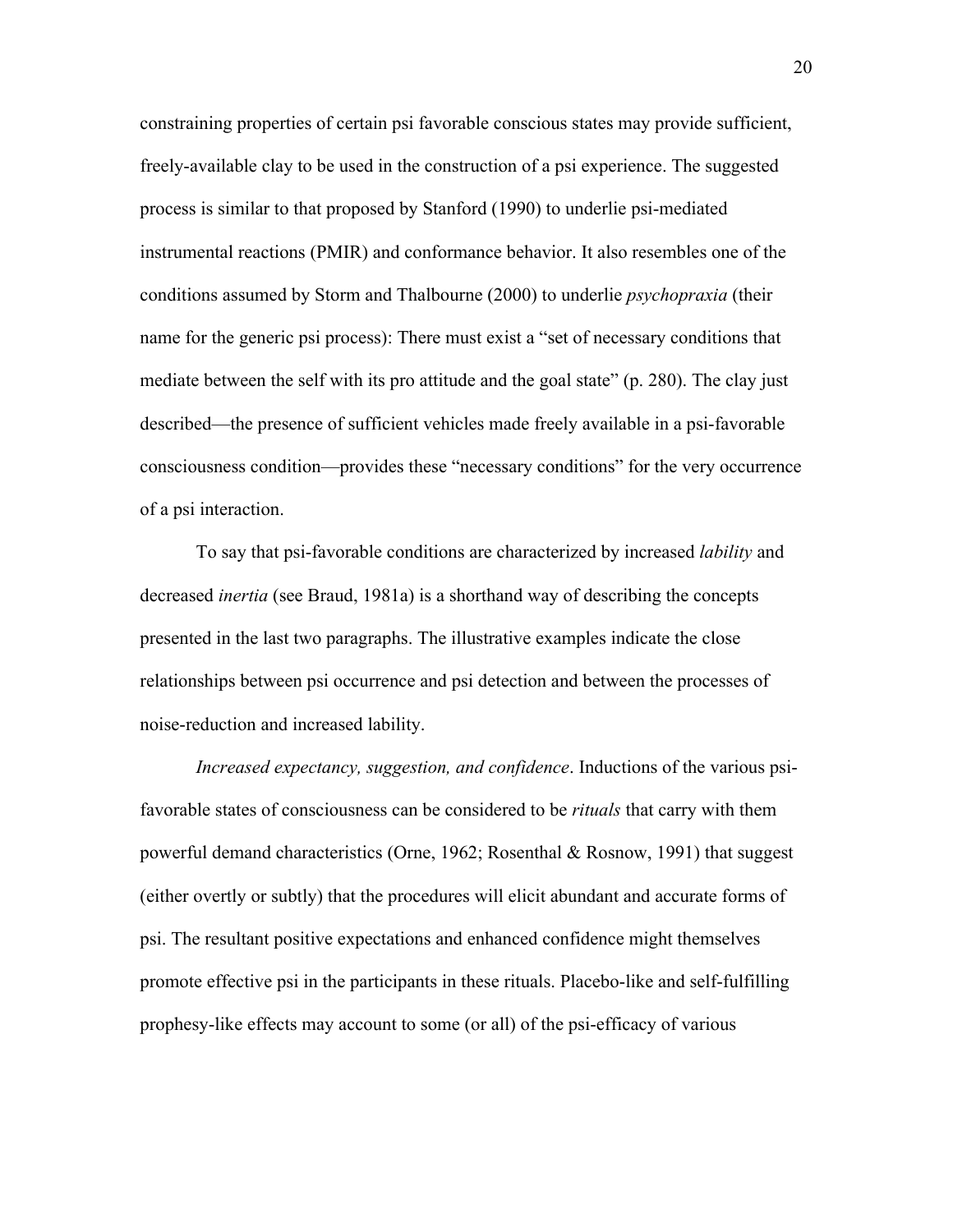constraining properties of certain psi favorable conscious states may provide sufficient, freely-available clay to be used in the construction of a psi experience. The suggested process is similar to that proposed by Stanford (1990) to underlie psi-mediated instrumental reactions (PMIR) and conformance behavior. It also resembles one of the conditions assumed by Storm and Thalbourne (2000) to underlie *psychopraxia* (their name for the generic psi process): There must exist a "set of necessary conditions that mediate between the self with its pro attitude and the goal state" (p. 280). The clay just described—the presence of sufficient vehicles made freely available in a psi-favorable consciousness condition—provides these "necessary conditions" for the very occurrence of a psi interaction.

To say that psi-favorable conditions are characterized by increased *lability* and decreased *inertia* (see Braud, 1981a) is a shorthand way of describing the concepts presented in the last two paragraphs. The illustrative examples indicate the close relationships between psi occurrence and psi detection and between the processes of noise-reduction and increased lability.

*Increased expectancy, suggestion, and confidence*. Inductions of the various psi-favorable states of consciousness can be considered to be *rituals* that carry with them powerful demand characteristics (Orne, 1962; Rosenthal & Rosnow, 1991) that suggest (either overtly or subtly) that the procedures will elicit abundant and accurate forms of psi. The resultant positive expectations and enhanced confidence might themselves promote effective psi in the participants in these rituals. Placebo-like and self-fulfilling prophesy-like effects may account to some (or all) of the psi-efficacy of various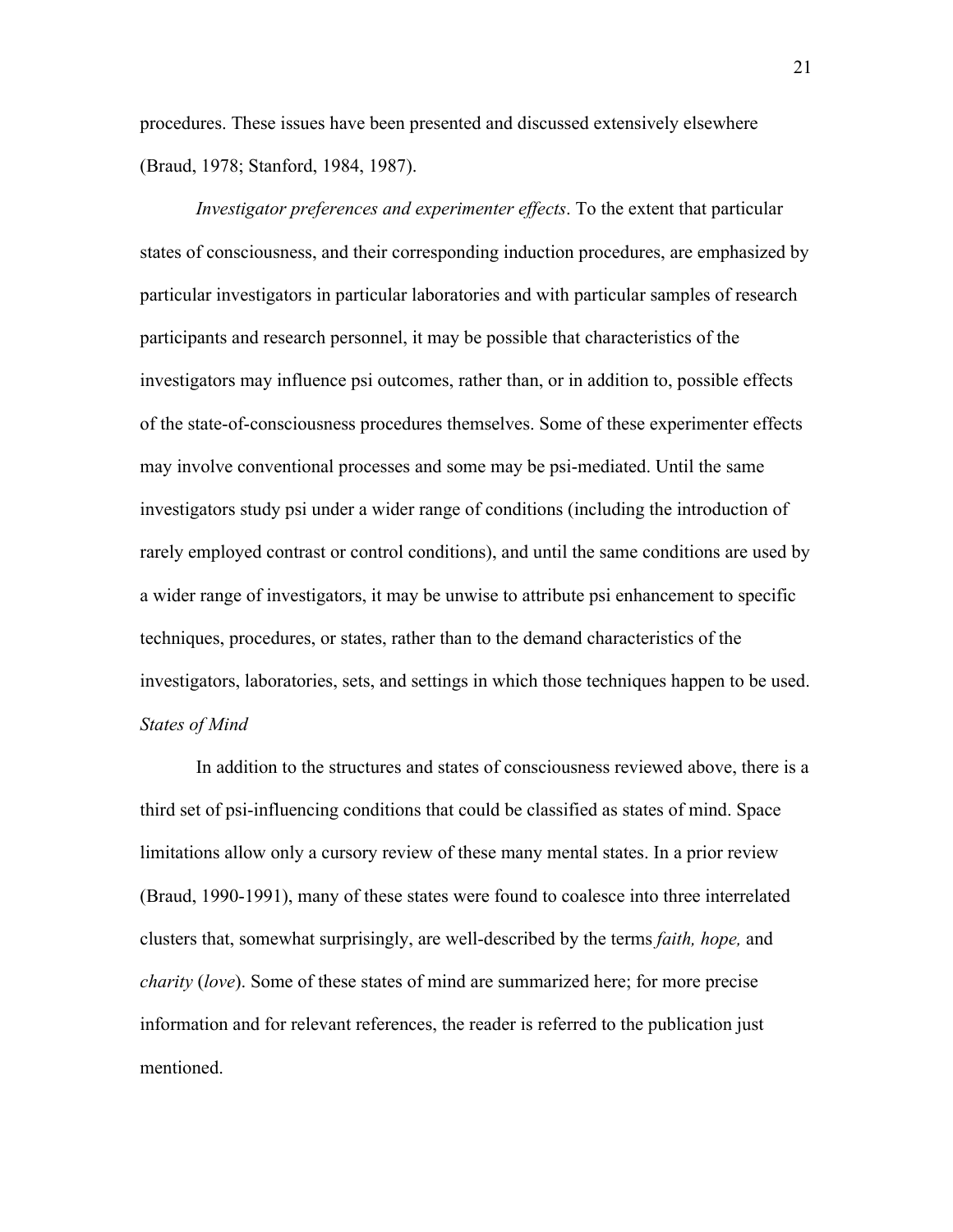procedures. These issues have been presented and discussed extensively elsewhere (Braud, 1978; Stanford, 1984, 1987).

*Investigator preferences and experimenter effects*. To the extent that particular states of consciousness, and their corresponding induction procedures, are emphasized by particular investigators in particular laboratories and with particular samples of research participants and research personnel, it may be possible that characteristics of the investigators may influence psi outcomes, rather than, or in addition to, possible effects of the state-of-consciousness procedures themselves. Some of these experimenter effects may involve conventional processes and some may be psi-mediated. Until the same investigators study psi under a wider range of conditions (including the introduction of rarely employed contrast or control conditions), and until the same conditions are used by a wider range of investigators, it may be unwise to attribute psi enhancement to specific techniques, procedures, or states, rather than to the demand characteristics of the investigators, laboratories, sets, and settings in which those techniques happen to be used.

*States of Mind*

In addition to the structures and states of consciousness reviewed above, there is a third set of psi-influencing conditions that could be classified as states of mind. Space limitations allow only a cursory review of these many mental states. In a prior review (Braud, 1990-1991), many of these states were found to coalesce into three interrelated clusters that, somewhat surprisingly, are well-described by the terms *faith, hope,* and *charity* (*love*). Some of these states of mind are summarized here; for more precise information and for relevant references, the reader is referred to the publication just mentioned.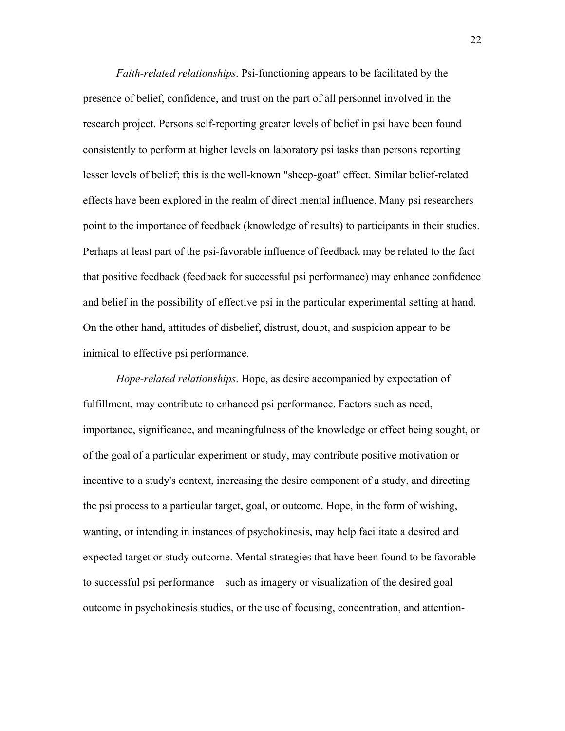*Faith-related relationships*. Psi-functioning appears to be facilitated by the presence of belief, confidence, and trust on the part of all personnel involved in the research project. Persons self-reporting greater levels of belief in psi have been found consistently to perform at higher levels on laboratory psi tasks than persons reporting lesser levels of belief; this is the well-known "sheep-goat" effect. Similar belief-related effects have been explored in the realm of direct mental influence. Many psi researchers point to the importance of feedback (knowledge of results) to participants in their studies. Perhaps at least part of the psi-favorable influence of feedback may be related to the fact that positive feedback (feedback for successful psi performance) may enhance confidence and belief in the possibility of effective psi in the particular experimental setting at hand. On the other hand, attitudes of disbelief, distrust, doubt, and suspicion appear to be inimical to effective psi performance.

*Hope-related relationships*. Hope, as desire accompanied by expectation of fulfillment, may contribute to enhanced psi performance. Factors such as need, importance, significance, and meaningfulness of the knowledge or effect being sought, or of the goal of a particular experiment or study, may contribute positive motivation or incentive to a study's context, increasing the desire component of a study, and directing the psi process to a particular target, goal, or outcome. Hope, in the form of wishing, wanting, or intending in instances of psychokinesis, may help facilitate a desired and expected target or study outcome. Mental strategies that have been found to be favorable to successful psi performance—such as imagery or visualization of the desired goal outcome in psychokinesis studies, or the use of focusing, concentration, and attention-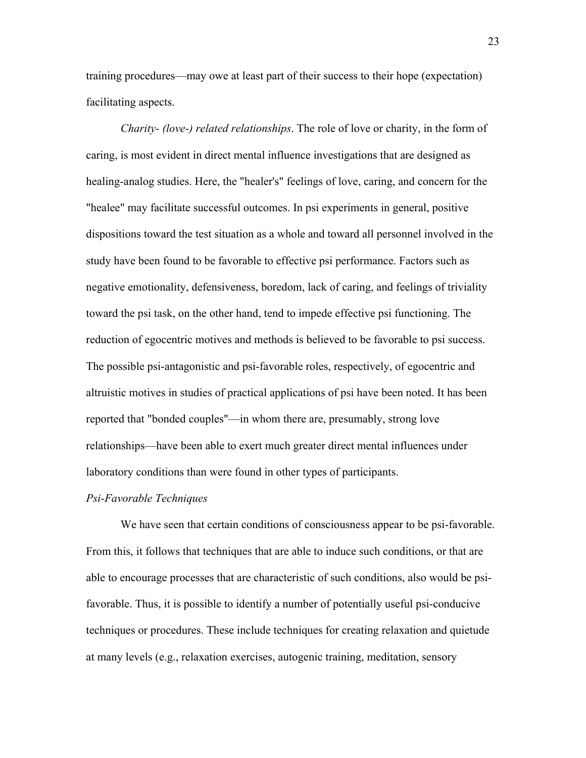training procedures—may owe at least part of their success to their hope (expectation) facilitating aspects.

*Charity- (love-) related relationships*. The role of love or charity, in the form of caring, is most evident in direct mental influence investigations that are designed as healing-analog studies. Here, the "healer's" feelings of love, caring, and concern for the "healee" may facilitate successful outcomes. In psi experiments in general, positive dispositions toward the test situation as a whole and toward all personnel involved in the study have been found to be favorable to effective psi performance. Factors such as negative emotionality, defensiveness, boredom, lack of caring, and feelings of triviality toward the psi task, on the other hand, tend to impede effective psi functioning. The reduction of egocentric motives and methods is believed to be favorable to psi success. The possible psi-antagonistic and psi-favorable roles, respectively, of egocentric and altruistic motives in studies of practical applications of psi have been noted. It has been reported that "bonded couples"—in whom there are, presumably, strong love relationships—have been able to exert much greater direct mental influences under laboratory conditions than were found in other types of participants.

### *Psi-Favorable Techniques*

We have seen that certain conditions of consciousness appear to be psi-favorable. From this, it follows that techniques that are able to induce such conditions, or that are able to encourage processes that are characteristic of such conditions, also would be psi-favorable. Thus, it is possible to identify a number of potentially useful psi-conducive techniques or procedures. These include techniques for creating relaxation and quietude at many levels (e.g., relaxation exercises, autogenic training, meditation, sensory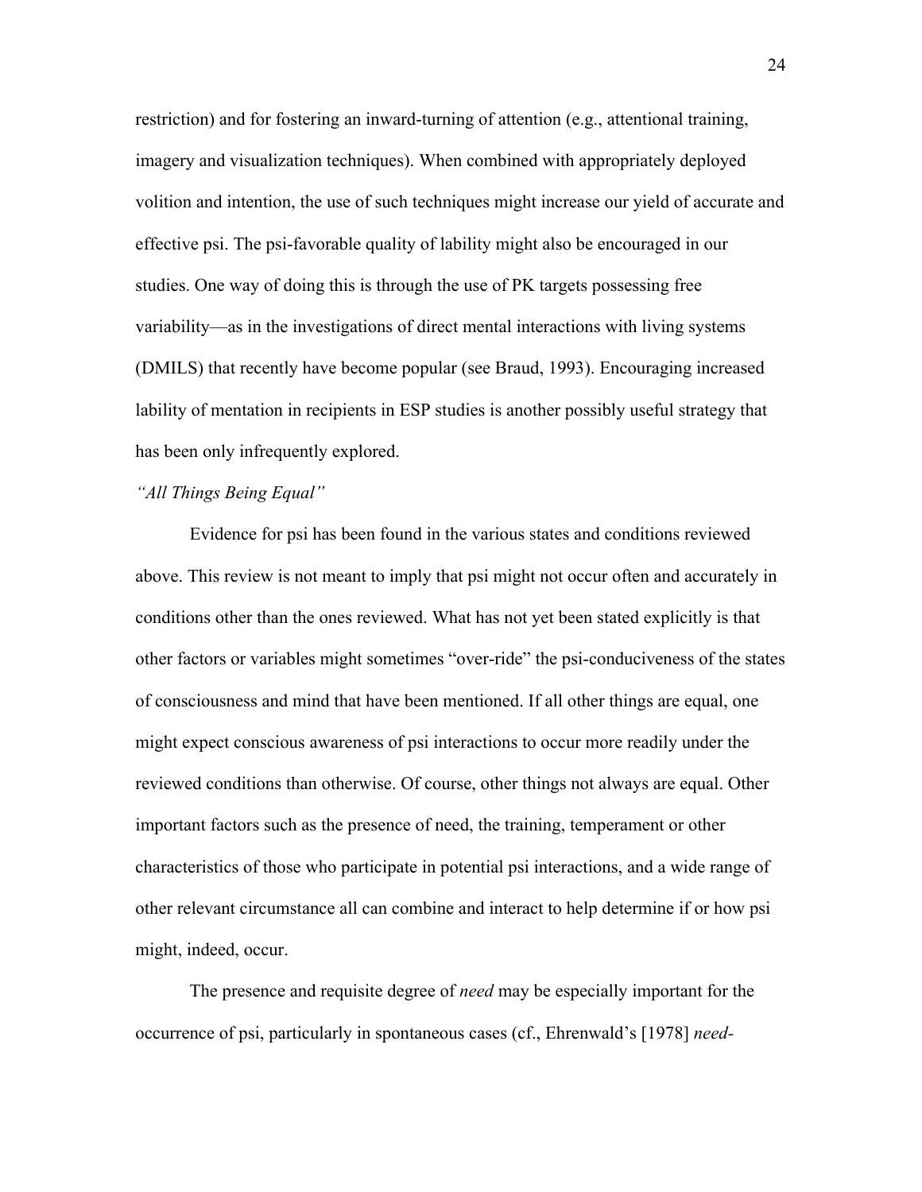restriction) and for fostering an inward-turning of attention (e.g., attentional training, imagery and visualization techniques). When combined with appropriately deployed volition and intention, the use of such techniques might increase our yield of accurate and effective psi. The psi-favorable quality of lability might also be encouraged in our studies. One way of doing this is through the use of PK targets possessing free variability—as in the investigations of direct mental interactions with living systems (DMILS) that recently have become popular (see Braud, 1993). Encouraging increased lability of mentation in recipients in ESP studies is another possibly useful strategy that has been only infrequently explored.

*"All Things Being Equal"*

Evidence for psi has been found in the various states and conditions reviewed above. This review is not meant to imply that psi might not occur often and accurately in conditions other than the ones reviewed. What has not yet been stated explicitly is that other factors or variables might sometimes "over-ride" the psi-conduciveness of the states of consciousness and mind that have been mentioned. If all other things are equal, one might expect conscious awareness of psi interactions to occur more readily under the reviewed conditions than otherwise. Of course, other things not always are equal. Other important factors such as the presence of need, the training, temperament or other characteristics of those who participate in potential psi interactions, and a wide range of other relevant circumstance all can combine and interact to help determine if or how psi might, indeed, occur.

The presence and requisite degree of *need* may be especially important for the occurrence of psi, particularly in spontaneous cases (cf., Ehrenwald's [1978] *need-*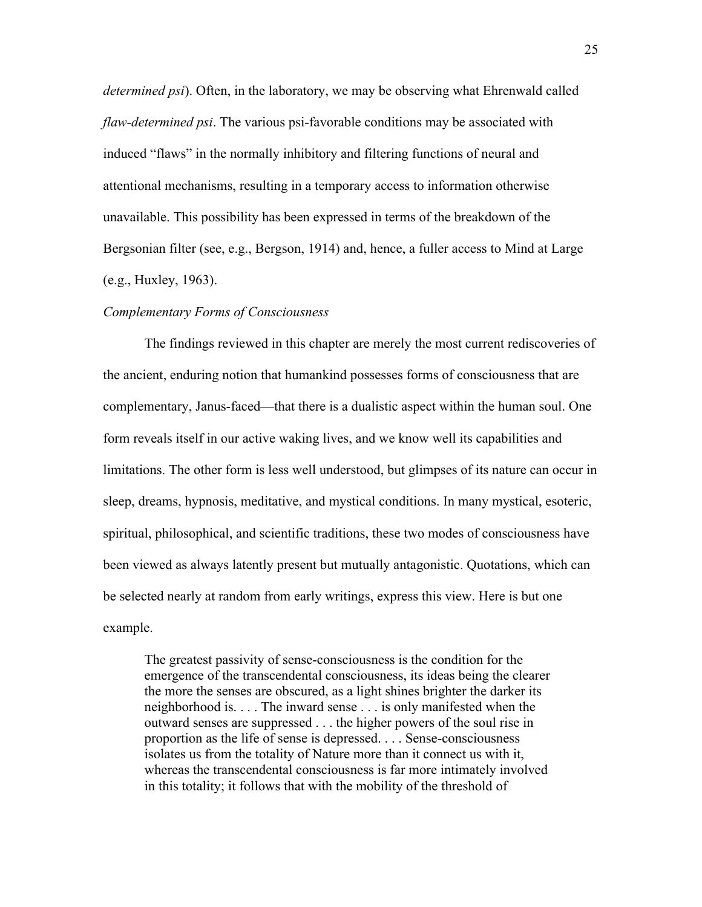*determined psi*). Often, in the laboratory, we may be observing what Ehrenwald called *flaw-determined psi*. The various psi-favorable conditions may be associated with induced "flaws" in the normally inhibitory and filtering functions of neural and attentional mechanisms, resulting in a temporary access to information otherwise unavailable. This possibility has been expressed in terms of the breakdown of the Bergsonian filter (see, e.g., Bergson, 1914) and, hence, a fuller access to Mind at Large (e.g., Huxley, 1963).

### *Complementary Forms of Consciousness*

The findings reviewed in this chapter are merely the most current rediscoveries of the ancient, enduring notion that humankind possesses forms of consciousness that are complementary, Janus-faced—that there is a dualistic aspect within the human soul. One form reveals itself in our active waking lives, and we know well its capabilities and limitations. The other form is less well understood, but glimpses of its nature can occur in sleep, dreams, hypnosis, meditative, and mystical conditions. In many mystical, esoteric, spiritual, philosophical, and scientific traditions, these two modes of consciousness have been viewed as always latently present but mutually antagonistic. Quotations, which can be selected nearly at random from early writings, express this view. Here is but one example.

> The greatest passivity of sense-consciousness is the condition for the emergence of the transcendental consciousness, its ideas being the clearer the more the senses are obscured, as a light shines brighter the darker its neighborhood is. . . . The inward sense . . . is only manifested when the outward senses are suppressed . . . the higher powers of the soul rise in proportion as the life of sense is depressed. . . . Sense-consciousness isolates us from the totality of Nature more than it connect us with it, whereas the transcendental consciousness is far more intimately involved in this totality; it follows that with the mobility of the threshold of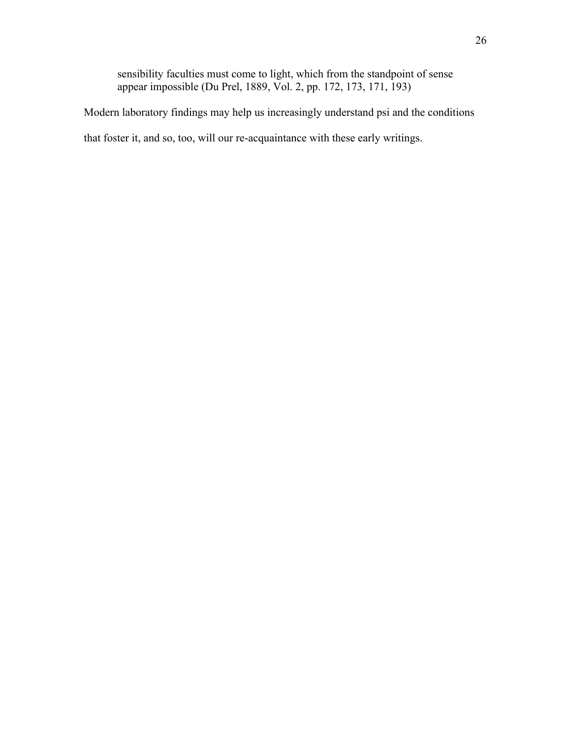> sensibility faculties must come to light, which from the standpoint of sense appear impossible (Du Prel, 1889, Vol. 2, pp. 172, 173, 171, 193)

Modern laboratory findings may help us increasingly understand psi and the conditions that foster it, and so, too, will our re-acquaintance with these early writings.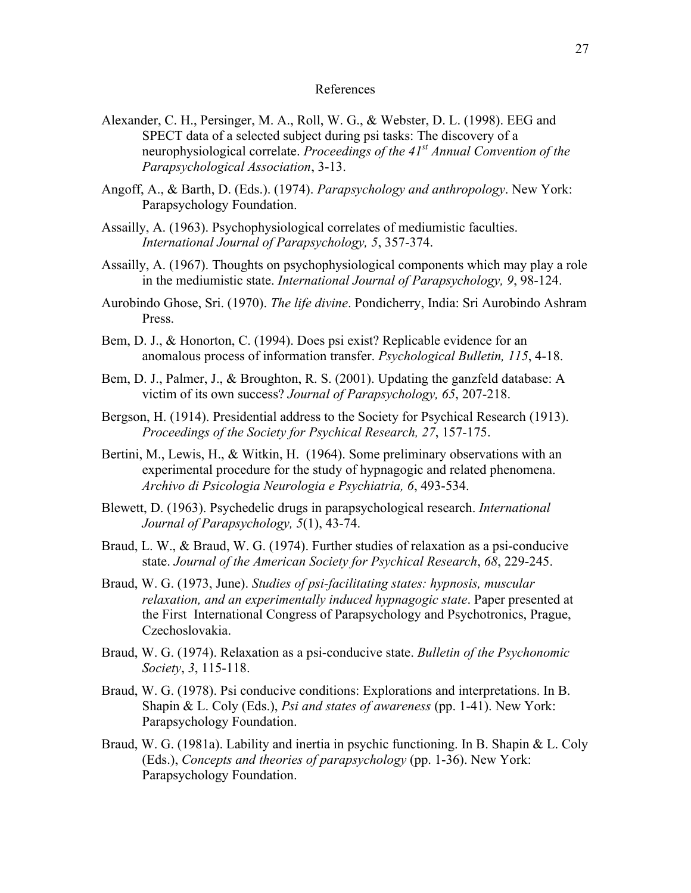# References

Alexander, C. H., Persinger, M. A., Roll, W. G., & Webster, D. L. (1998). EEG and SPECT data of a selected subject during psi tasks: The discovery of a neurophysiological correlate. *Proceedings of the 41st Annual Convention of the Parapsychological Association*, 3-13.

Angoff, A., & Barth, D. (Eds.). (1974). *Parapsychology and anthropology*. New York: Parapsychology Foundation.

Assailly, A. (1963). Psychophysiological correlates of mediumistic faculties. *International Journal of Parapsychology, 5*, 357-374.

Assailly, A. (1967). Thoughts on psychophysiological components which may play a role in the mediumistic state. *International Journal of Parapsychology, 9*, 98-124.

Aurobindo Ghose, Sri. (1970). *The life divine*. Pondicherry, India: Sri Aurobindo Ashram Press.

Bem, D. J., & Honorton, C. (1994). Does psi exist? Replicable evidence for an anomalous process of information transfer. *Psychological Bulletin, 115*, 4-18.

Bem, D. J., Palmer, J., & Broughton, R. S. (2001). Updating the ganzfeld database: A victim of its own success? *Journal of Parapsychology, 65*, 207-218.

Bergson, H. (1914). Presidential address to the Society for Psychical Research (1913). *Proceedings of the Society for Psychical Research, 27*, 157-175.

Bertini, M., Lewis, H., & Witkin, H. (1964). Some preliminary observations with an experimental procedure for the study of hypnagogic and related phenomena. *Archivo di Psicologia Neurologia e Psychiatria, 6*, 493-534.

Blewett, D. (1963). Psychedelic drugs in parapsychological research. *International Journal of Parapsychology, 5*(1), 43-74.

Braud, L. W., & Braud, W. G. (1974). Further studies of relaxation as a psi-conducive state. *Journal of the American Society for Psychical Research*, *68*, 229-245.

Braud, W. G. (1973, June). *Studies of psi-facilitating states: hypnosis, muscular relaxation, and an experimentally induced hypnagogic state*. Paper presented at the First International Congress of Parapsychology and Psychotronics, Prague, Czechoslovakia.

Braud, W. G. (1974). Relaxation as a psi-conducive state. *Bulletin of the Psychonomic Society*, *3*, 115-118.

Braud, W. G. (1978). Psi conducive conditions: Explorations and interpretations. In B. Shapin & L. Coly (Eds.), *Psi and states of awareness* (pp. 1-41). New York: Parapsychology Foundation.

Braud, W. G. (1981a). Lability and inertia in psychic functioning. In B. Shapin & L. Coly (Eds.), *Concepts and theories of parapsychology* (pp. 1-36). New York: Parapsychology Foundation.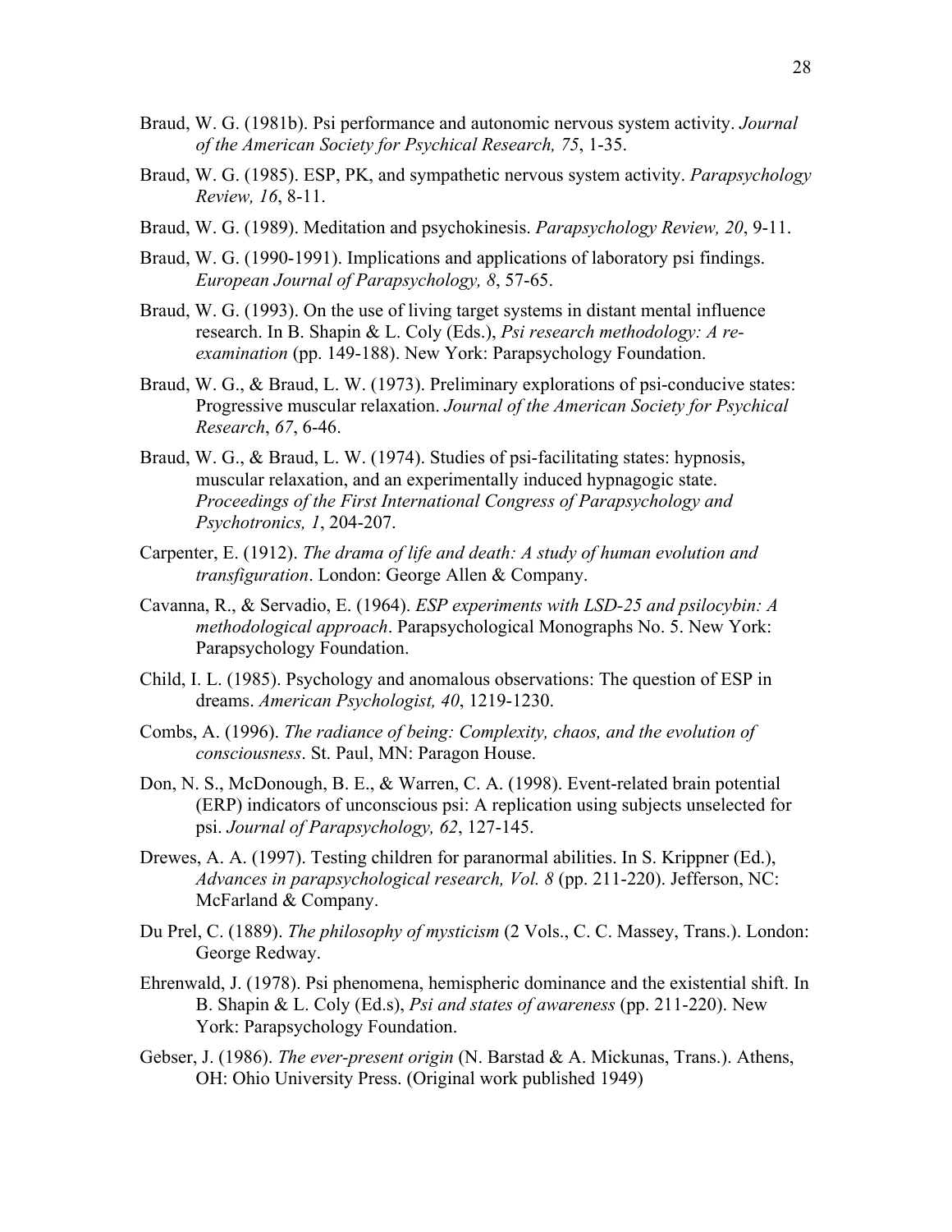Braud, W. G. (1981b). Psi performance and autonomic nervous system activity. *Journal of the American Society for Psychical Research, 75*, 1-35.

Braud, W. G. (1985). ESP, PK, and sympathetic nervous system activity. *Parapsychology Review, 16*, 8-11.

Braud, W. G. (1989). Meditation and psychokinesis. *Parapsychology Review, 20*, 9-11.

Braud, W. G. (1990-1991). Implications and applications of laboratory psi findings. *European Journal of Parapsychology, 8*, 57-65.

Braud, W. G. (1993). On the use of living target systems in distant mental influence research. In B. Shapin & L. Coly (Eds.), *Psi research methodology: A re-examination* (pp. 149-188). New York: Parapsychology Foundation.

Braud, W. G., & Braud, L. W. (1973). Preliminary explorations of psi-conducive states: Progressive muscular relaxation. *Journal of the American Society for Psychical Research*, *67*, 6-46.

Braud, W. G., & Braud, L. W. (1974). Studies of psi-facilitating states: hypnosis, muscular relaxation, and an experimentally induced hypnagogic state. *Proceedings of the First International Congress of Parapsychology and Psychotronics, 1*, 204-207.

Carpenter, E. (1912). *The drama of life and death: A study of human evolution and transfiguration*. London: George Allen & Company.

Cavanna, R., & Servadio, E. (1964). *ESP experiments with LSD-25 and psilocybin: A methodological approach*. Parapsychological Monographs No. 5. New York: Parapsychology Foundation.

Child, I. L. (1985). Psychology and anomalous observations: The question of ESP in dreams. *American Psychologist, 40*, 1219-1230.

Combs, A. (1996). *The radiance of being: Complexity, chaos, and the evolution of consciousness*. St. Paul, MN: Paragon House.

Don, N. S., McDonough, B. E., & Warren, C. A. (1998). Event-related brain potential (ERP) indicators of unconscious psi: A replication using subjects unselected for psi. *Journal of Parapsychology, 62*, 127-145.

Drewes, A. A. (1997). Testing children for paranormal abilities. In S. Krippner (Ed.), *Advances in parapsychological research, Vol. 8* (pp. 211-220). Jefferson, NC: McFarland & Company.

Du Prel, C. (1889). *The philosophy of mysticism* (2 Vols., C. C. Massey, Trans.). London: George Redway.

Ehrenwald, J. (1978). Psi phenomena, hemispheric dominance and the existential shift. In B. Shapin & L. Coly (Ed.s), *Psi and states of awareness* (pp. 211-220). New York: Parapsychology Foundation.

Gebser, J. (1986). *The ever-present origin* (N. Barstad & A. Mickunas, Trans.). Athens, OH: Ohio University Press. (Original work published 1949)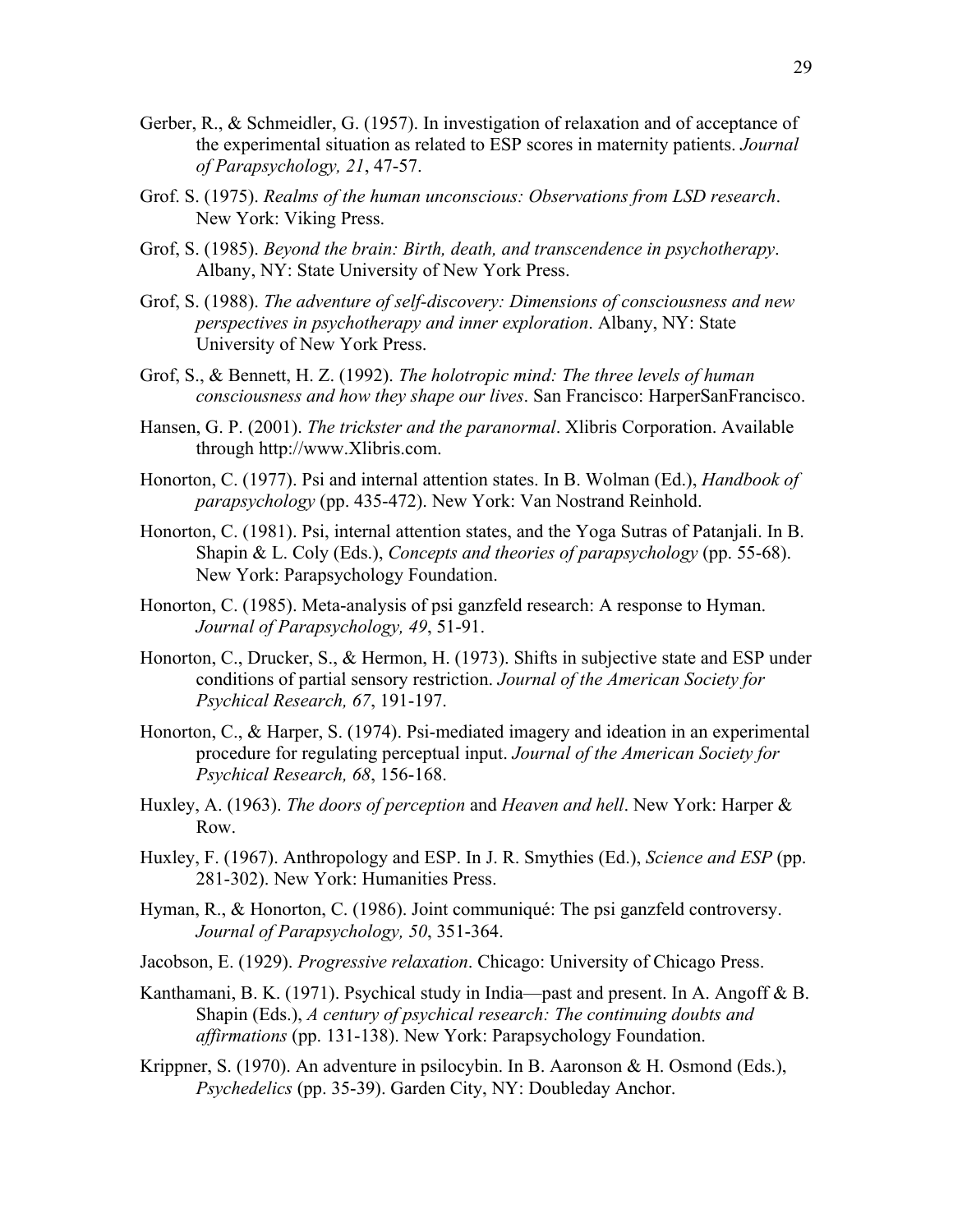Gerber, R., & Schmeidler, G. (1957). In investigation of relaxation and of acceptance of the experimental situation as related to ESP scores in maternity patients. *Journal of Parapsychology, 21*, 47-57.

Grof. S. (1975). *Realms of the human unconscious: Observations from LSD research*. New York: Viking Press.

Grof, S. (1985). *Beyond the brain: Birth, death, and transcendence in psychotherapy*. Albany, NY: State University of New York Press.

Grof, S. (1988). *The adventure of self-discovery: Dimensions of consciousness and new perspectives in psychotherapy and inner exploration*. Albany, NY: State University of New York Press.

Grof, S., & Bennett, H. Z. (1992). *The holotropic mind: The three levels of human consciousness and how they shape our lives*. San Francisco: HarperSanFrancisco.

Hansen, G. P. (2001). *The trickster and the paranormal*. Xlibris Corporation. Available through http://www.Xlibris.com.

Honorton, C. (1977). Psi and internal attention states. In B. Wolman (Ed.), *Handbook of parapsychology* (pp. 435-472). New York: Van Nostrand Reinhold.

Honorton, C. (1981). Psi, internal attention states, and the Yoga Sutras of Patanjali. In B. Shapin & L. Coly (Eds.), *Concepts and theories of parapsychology* (pp. 55-68). New York: Parapsychology Foundation.

Honorton, C. (1985). Meta-analysis of psi ganzfeld research: A response to Hyman. *Journal of Parapsychology, 49*, 51-91.

Honorton, C., Drucker, S., & Hermon, H. (1973). Shifts in subjective state and ESP under conditions of partial sensory restriction. *Journal of the American Society for Psychical Research, 67*, 191-197.

Honorton, C., & Harper, S. (1974). Psi-mediated imagery and ideation in an experimental procedure for regulating perceptual input. *Journal of the American Society for Psychical Research, 68*, 156-168.

Huxley, A. (1963). *The doors of perception* and *Heaven and hell*. New York: Harper & Row.

Huxley, F. (1967). Anthropology and ESP. In J. R. Smythies (Ed.), *Science and ESP* (pp. 281-302). New York: Humanities Press.

Hyman, R., & Honorton, C. (1986). Joint communiqué: The psi ganzfeld controversy. *Journal of Parapsychology, 50*, 351-364.

Jacobson, E. (1929). *Progressive relaxation*. Chicago: University of Chicago Press.

Kanthamani, B. K. (1971). Psychical study in India—past and present. In A. Angoff & B. Shapin (Eds.), *A century of psychical research: The continuing doubts and affirmations* (pp. 131-138). New York: Parapsychology Foundation.

Krippner, S. (1970). An adventure in psilocybin. In B. Aaronson & H. Osmond (Eds.), *Psychedelics* (pp. 35-39). Garden City, NY: Doubleday Anchor.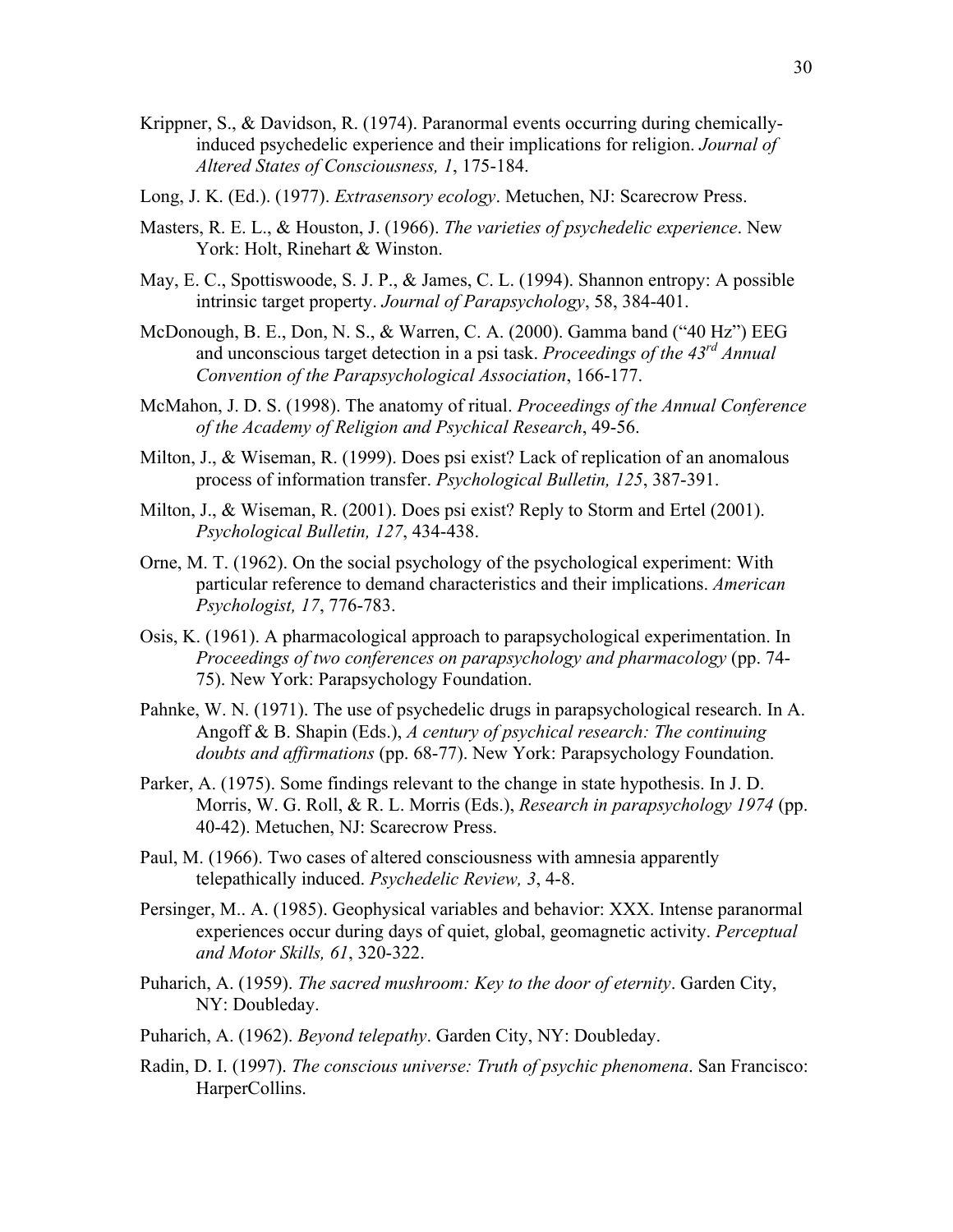Krippner, S., & Davidson, R. (1974). Paranormal events occurring during chemically-induced psychedelic experience and their implications for religion. *Journal of Altered States of Consciousness, 1*, 175-184.

Long, J. K. (Ed.). (1977). *Extrasensory ecology*. Metuchen, NJ: Scarecrow Press.

Masters, R. E. L., & Houston, J. (1966). *The varieties of psychedelic experience*. New York: Holt, Rinehart & Winston.

May, E. C., Spottiswoode, S. J. P., & James, C. L. (1994). Shannon entropy: A possible intrinsic target property. *Journal of Parapsychology*, 58, 384-401.

McDonough, B. E., Don, N. S., & Warren, C. A. (2000). Gamma band ("40 Hz") EEG and unconscious target detection in a psi task. *Proceedings of the 43rd Annual Convention of the Parapsychological Association*, 166-177.

McMahon, J. D. S. (1998). The anatomy of ritual. *Proceedings of the Annual Conference of the Academy of Religion and Psychical Research*, 49-56.

Milton, J., & Wiseman, R. (1999). Does psi exist? Lack of replication of an anomalous process of information transfer. *Psychological Bulletin, 125*, 387-391.

Milton, J., & Wiseman, R. (2001). Does psi exist? Reply to Storm and Ertel (2001). *Psychological Bulletin, 127*, 434-438.

Orne, M. T. (1962). On the social psychology of the psychological experiment: With particular reference to demand characteristics and their implications. *American Psychologist, 17*, 776-783.

Osis, K. (1961). A pharmacological approach to parapsychological experimentation. In *Proceedings of two conferences on parapsychology and pharmacology* (pp. 74-75). New York: Parapsychology Foundation.

Pahnke, W. N. (1971). The use of psychedelic drugs in parapsychological research. In A. Angoff & B. Shapin (Eds.), *A century of psychical research: The continuing doubts and affirmations* (pp. 68-77). New York: Parapsychology Foundation.

Parker, A. (1975). Some findings relevant to the change in state hypothesis. In J. D. Morris, W. G. Roll, & R. L. Morris (Eds.), *Research in parapsychology 1974* (pp. 40-42). Metuchen, NJ: Scarecrow Press.

Paul, M. (1966). Two cases of altered consciousness with amnesia apparently telepathically induced. *Psychedelic Review, 3*, 4-8.

Persinger, M.. A. (1985). Geophysical variables and behavior: XXX. Intense paranormal experiences occur during days of quiet, global, geomagnetic activity. *Perceptual and Motor Skills, 61*, 320-322.

Puharich, A. (1959). *The sacred mushroom: Key to the door of eternity*. Garden City, NY: Doubleday.

Puharich, A. (1962). *Beyond telepathy*. Garden City, NY: Doubleday.

Radin, D. I. (1997). *The conscious universe: Truth of psychic phenomena*. San Francisco: HarperCollins.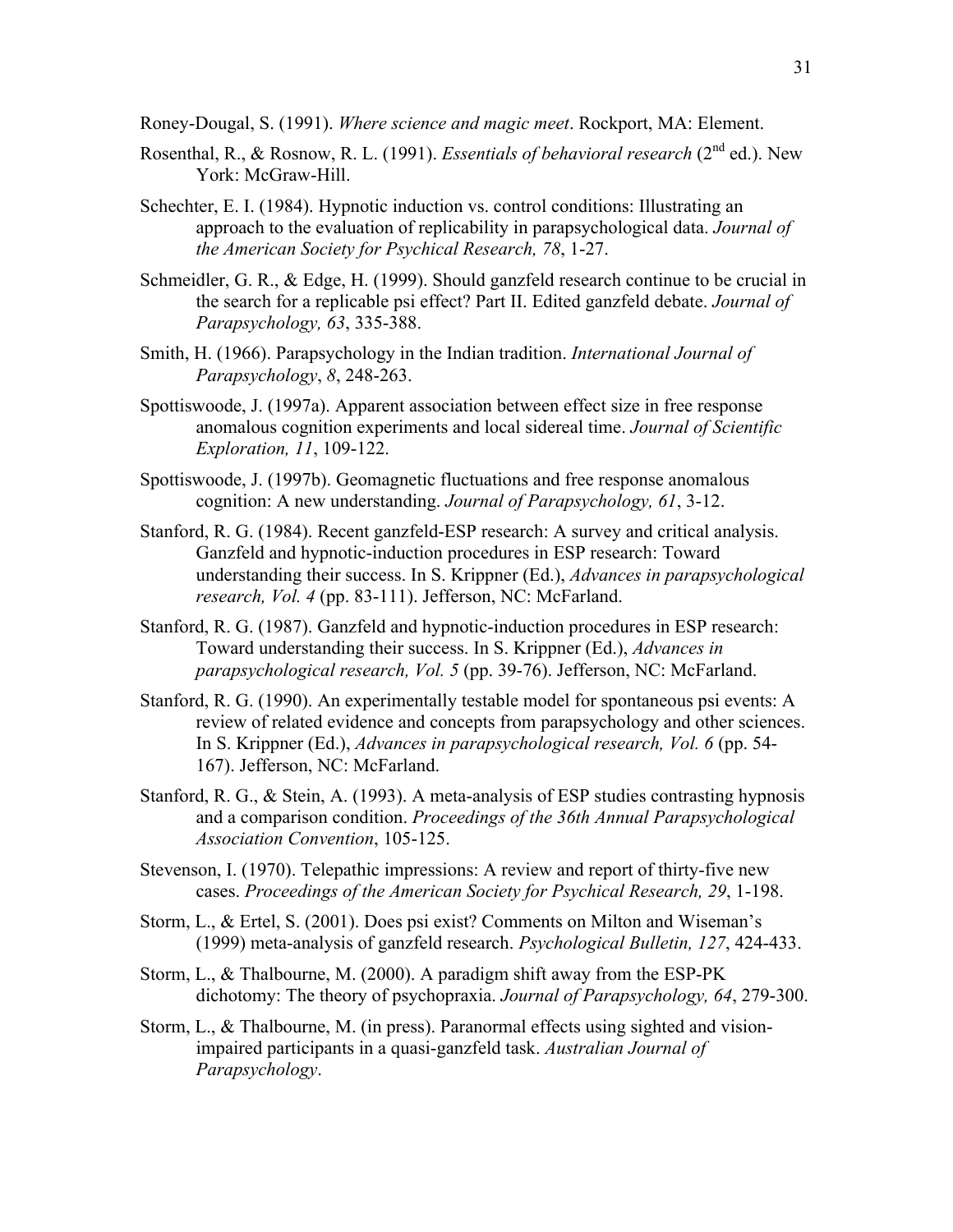Roney-Dougal, S. (1991). *Where science and magic meet*. Rockport, MA: Element.

Rosenthal, R., & Rosnow, R. L. (1991). *Essentials of behavioral research* (2nd ed.). New York: McGraw-Hill.

Schechter, E. I. (1984). Hypnotic induction vs. control conditions: Illustrating an approach to the evaluation of replicability in parapsychological data. *Journal of the American Society for Psychical Research, 78*, 1-27.

Schmeidler, G. R., & Edge, H. (1999). Should ganzfeld research continue to be crucial in the search for a replicable psi effect? Part II. Edited ganzfeld debate. *Journal of Parapsychology, 63*, 335-388.

Smith, H. (1966). Parapsychology in the Indian tradition. *International Journal of Parapsychology*, *8*, 248-263.

Spottiswoode, J. (1997a). Apparent association between effect size in free response anomalous cognition experiments and local sidereal time. *Journal of Scientific Exploration, 11*, 109-122.

Spottiswoode, J. (1997b). Geomagnetic fluctuations and free response anomalous cognition: A new understanding. *Journal of Parapsychology, 61*, 3-12.

Stanford, R. G. (1984). Recent ganzfeld-ESP research: A survey and critical analysis. Ganzfeld and hypnotic-induction procedures in ESP research: Toward understanding their success. In S. Krippner (Ed.), *Advances in parapsychological research, Vol. 4* (pp. 83-111). Jefferson, NC: McFarland.

Stanford, R. G. (1987). Ganzfeld and hypnotic-induction procedures in ESP research: Toward understanding their success. In S. Krippner (Ed.), *Advances in parapsychological research, Vol. 5* (pp. 39-76). Jefferson, NC: McFarland.

Stanford, R. G. (1990). An experimentally testable model for spontaneous psi events: A review of related evidence and concepts from parapsychology and other sciences. In S. Krippner (Ed.), *Advances in parapsychological research, Vol. 6* (pp. 54-167). Jefferson, NC: McFarland.

Stanford, R. G., & Stein, A. (1993). A meta-analysis of ESP studies contrasting hypnosis and a comparison condition. *Proceedings of the 36th Annual Parapsychological Association Convention*, 105-125.

Stevenson, I. (1970). Telepathic impressions: A review and report of thirty-five new cases. *Proceedings of the American Society for Psychical Research, 29*, 1-198.

Storm, L., & Ertel, S. (2001). Does psi exist? Comments on Milton and Wiseman's (1999) meta-analysis of ganzfeld research. *Psychological Bulletin, 127*, 424-433.

Storm, L., & Thalbourne, M. (2000). A paradigm shift away from the ESP-PK dichotomy: The theory of psychopraxia. *Journal of Parapsychology, 64*, 279-300.

Storm, L., & Thalbourne, M. (in press). Paranormal effects using sighted and vision-impaired participants in a quasi-ganzfeld task. *Australian Journal of Parapsychology*.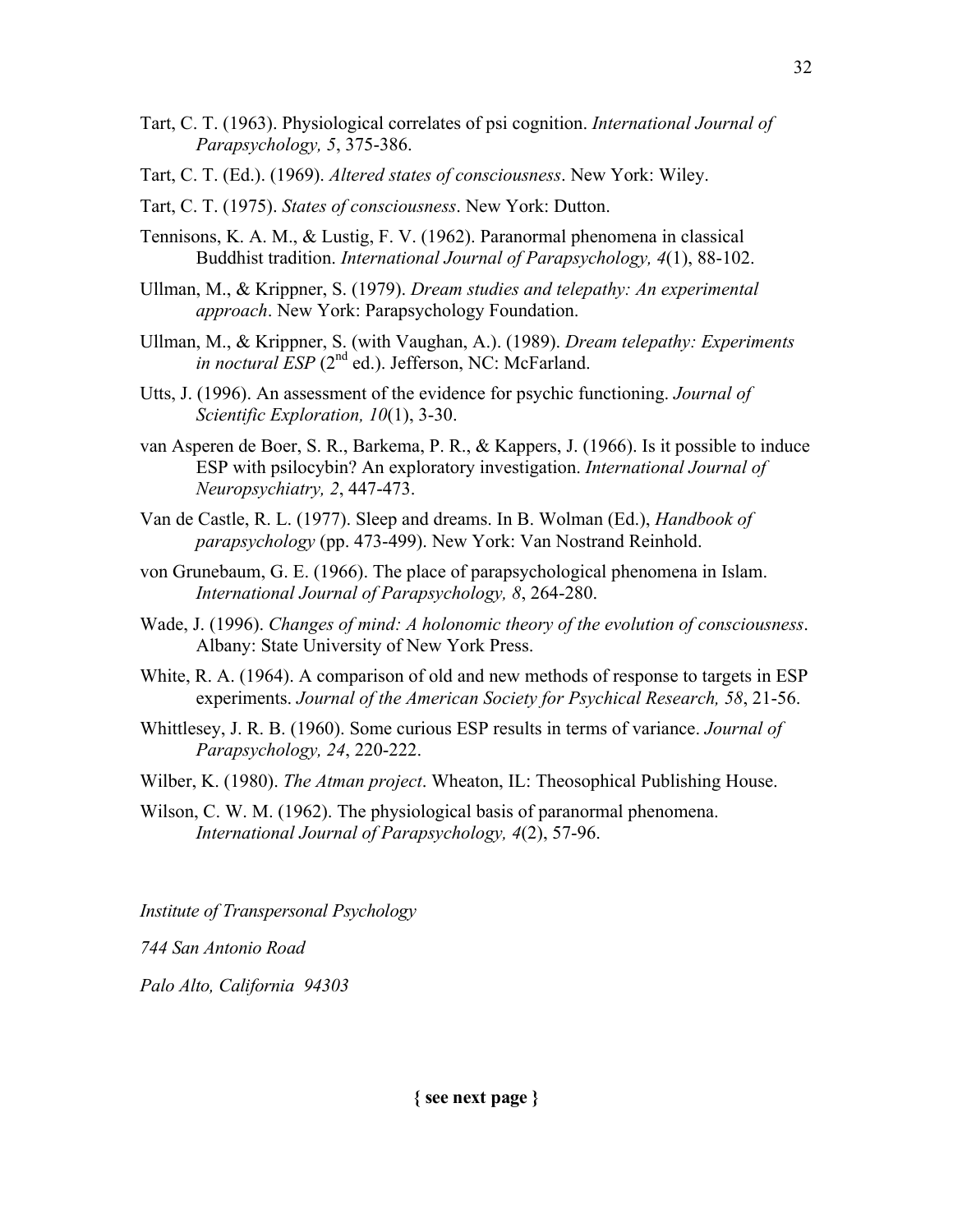Tart, C. T. (1963). Physiological correlates of psi cognition. *International Journal of Parapsychology, 5*, 375-386.

Tart, C. T. (Ed.). (1969). *Altered states of consciousness*. New York: Wiley.

Tart, C. T. (1975). *States of consciousness*. New York: Dutton.

Tennisons, K. A. M., & Lustig, F. V. (1962). Paranormal phenomena in classical Buddhist tradition. *International Journal of Parapsychology, 4*(1), 88-102.

Ullman, M., & Krippner, S. (1979). *Dream studies and telepathy: An experimental approach*. New York: Parapsychology Foundation.

Ullman, M., & Krippner, S. (with Vaughan, A.). (1989). *Dream telepathy: Experiments in noctural ESP* (2nd ed.). Jefferson, NC: McFarland.

Utts, J. (1996). An assessment of the evidence for psychic functioning. *Journal of Scientific Exploration, 10*(1), 3-30.

van Asperen de Boer, S. R., Barkema, P. R., & Kappers, J. (1966). Is it possible to induce ESP with psilocybin? An exploratory investigation. *International Journal of Neuropsychiatry, 2*, 447-473.

Van de Castle, R. L. (1977). Sleep and dreams. In B. Wolman (Ed.), *Handbook of parapsychology* (pp. 473-499). New York: Van Nostrand Reinhold.

von Grunebaum, G. E. (1966). The place of parapsychological phenomena in Islam. *International Journal of Parapsychology, 8*, 264-280.

Wade, J. (1996). *Changes of mind: A holonomic theory of the evolution of consciousness*. Albany: State University of New York Press.

White, R. A. (1964). A comparison of old and new methods of response to targets in ESP experiments. *Journal of the American Society for Psychical Research, 58*, 21-56.

Whittlesey, J. R. B. (1960). Some curious ESP results in terms of variance. *Journal of Parapsychology, 24*, 220-222.

Wilber, K. (1980). *The Atman project*. Wheaton, IL: Theosophical Publishing House.

Wilson, C. W. M. (1962). The physiological basis of paranormal phenomena. *International Journal of Parapsychology, 4*(2), 57-96.

*Institute of Transpersonal Psychology*

*744 San Antonio Road*

*Palo Alto, California 94303*

**{ see next page }**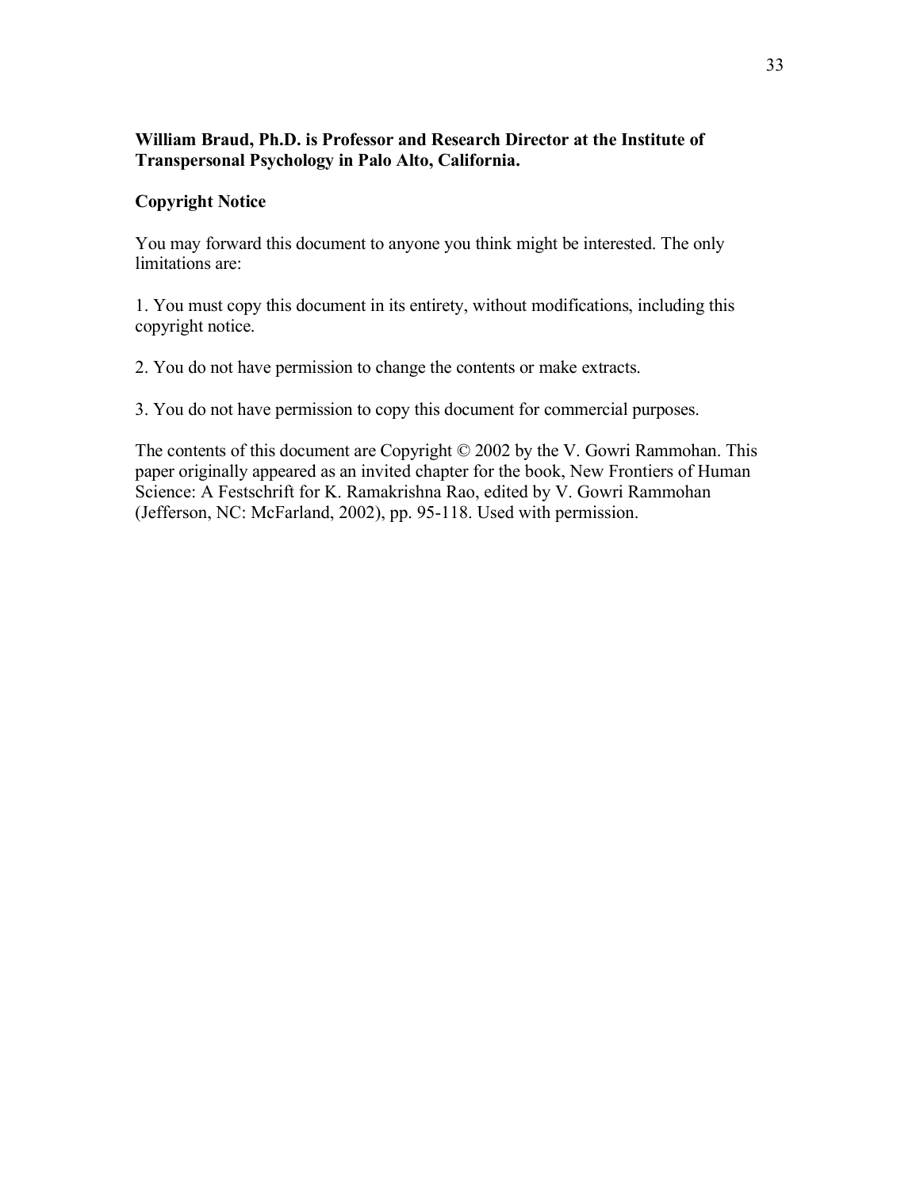**William Braud, Ph.D. is Professor and Research Director at the Institute of Transpersonal Psychology in Palo Alto, California.**

**Copyright Notice**

You may forward this document to anyone you think might be interested. The only limitations are:

1. You must copy this document in its entirety, without modifications, including this copyright notice.

2. You do not have permission to change the contents or make extracts.

3. You do not have permission to copy this document for commercial purposes.

The contents of this document are Copyright © 2002 by the V. Gowri Rammohan. This paper originally appeared as an invited chapter for the book, New Frontiers of Human Science: A Festschrift for K. Ramakrishna Rao, edited by V. Gowri Rammohan (Jefferson, NC: McFarland, 2002), pp. 95-118. Used with permission.